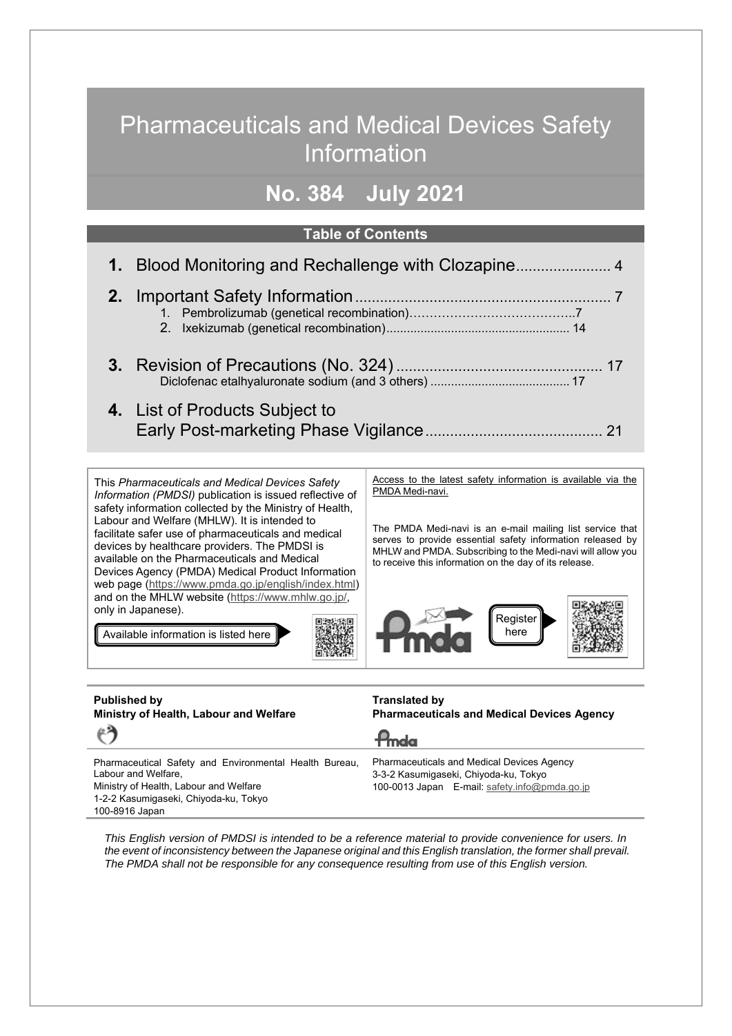# Pharmaceuticals and Medical Devices Safety Information

## No. 384 July 2021

### Table of Contents

**1.** Blood Monitoring and Rechallenge with Clozapine ....................... 4

**2.** Important Safety Information .............................................................. 7
1. Pembrolizumab (genetical recombination)…………………………………..7
2. Ixekizumab (genetical recombination)..................................................... 14

**3.** Revision of Precautions (No. 324) ................................................. 17
Diclofenac etalhyaluronate sodium (and 3 others) ......................................... 17

**4.** List of Products Subject to Early Post-marketing Phase Vigilance........................................... 21

This *Pharmaceuticals and Medical Devices Safety Information (PMDSI)* publication is issued reflective of safety information collected by the Ministry of Health, Labour and Welfare (MHLW). It is intended to facilitate safer use of pharmaceuticals and medical devices by healthcare providers. The PMDSI is available on the Pharmaceuticals and Medical Devices Agency (PMDA) Medical Product Information web page (https://www.pmda.go.jp/english/index.html) and on the MHLW website (https://www.mhlw.go.jp/, only in Japanese).

Available information is listed here

Access to the latest safety information is available via the PMDA Medi-navi.

The PMDA Medi-navi is an e-mail mailing list service that serves to provide essential safety information released by MHLW and PMDA. Subscribing to the Medi-navi will allow you to receive this information on the day of its release.

Register here

**Published by**
**Ministry of Health, Labour and Welfare**

Pharmaceutical Safety and Environmental Health Bureau, Labour and Welfare,
Ministry of Health, Labour and Welfare
1-2-2 Kasumigaseki, Chiyoda-ku, Tokyo
100-8916 Japan

**Translated by**
**Pharmaceuticals and Medical Devices Agency**

Pharmaceuticals and Medical Devices Agency
3-3-2 Kasumigaseki, Chiyoda-ku, Tokyo
100-0013 Japan E-mail: safety.info@pmda.go.jp

*This English version of PMDSI is intended to be a reference material to provide convenience for users. In the event of inconsistency between the Japanese original and this English translation, the former shall prevail. The PMDA shall not be responsible for any consequence resulting from use of this English version.*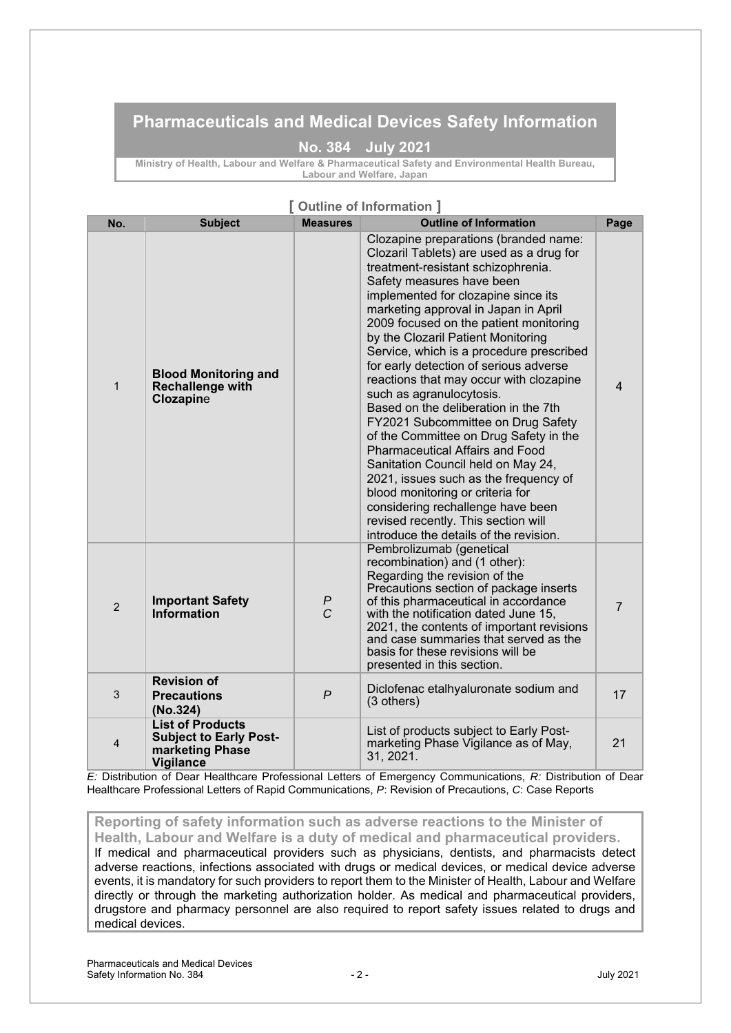# Pharmaceuticals and Medical Devices Safety Information

## No. 384 July 2021

**Ministry of Health, Labour and Welfare & Pharmaceutical Safety and Environmental Health Bureau, Labour and Welfare, Japan**

## [ Outline of Information ]

| No. | Subject | Measures | Outline of Information | Page |
|---|---|---|---|---|
| 1 | **Blood Monitoring and Rechallenge with Clozapine** | | Clozapine preparations (branded name: Clozaril Tablets) are used as a drug for treatment-resistant schizophrenia. Safety measures have been implemented for clozapine since its marketing approval in Japan in April 2009 focused on the patient monitoring by the Clozaril Patient Monitoring Service, which is a procedure prescribed for early detection of serious adverse reactions that may occur with clozapine such as agranulocytosis. Based on the deliberation in the 7th FY2021 Subcommittee on Drug Safety of the Committee on Drug Safety in the Pharmaceutical Affairs and Food Sanitation Council held on May 24, 2021, issues such as the frequency of blood monitoring or criteria for considering rechallenge have been revised recently. This section will introduce the details of the revision. | 4 |
| 2 | **Important Safety Information** | *P* *C* | Pembrolizumab (genetical recombination) and (1 other): Regarding the revision of the Precautions section of package inserts of this pharmaceutical in accordance with the notification dated June 15, 2021, the contents of important revisions and case summaries that served as the basis for these revisions will be presented in this section. | 7 |
| 3 | **Revision of Precautions (No.324)** | *P* | Diclofenac etalhyaluronate sodium and (3 others) | 17 |
| 4 | **List of Products Subject to Early Post-marketing Phase Vigilance** | | List of products subject to Early Post-marketing Phase Vigilance as of May, 31, 2021. | 21 |

*E:* Distribution of Dear Healthcare Professional Letters of Emergency Communications, *R:* Distribution of Dear Healthcare Professional Letters of Rapid Communications, *P*: Revision of Precautions, *C*: Case Reports

**Reporting of safety information such as adverse reactions to the Minister of Health, Labour and Welfare is a duty of medical and pharmaceutical providers.**

If medical and pharmaceutical providers such as physicians, dentists, and pharmacists detect adverse reactions, infections associated with drugs or medical devices, or medical device adverse events, it is mandatory for such providers to report them to the Minister of Health, Labour and Welfare directly or through the marketing authorization holder. As medical and pharmaceutical providers, drugstore and pharmacy personnel are also required to report safety issues related to drugs and medical devices.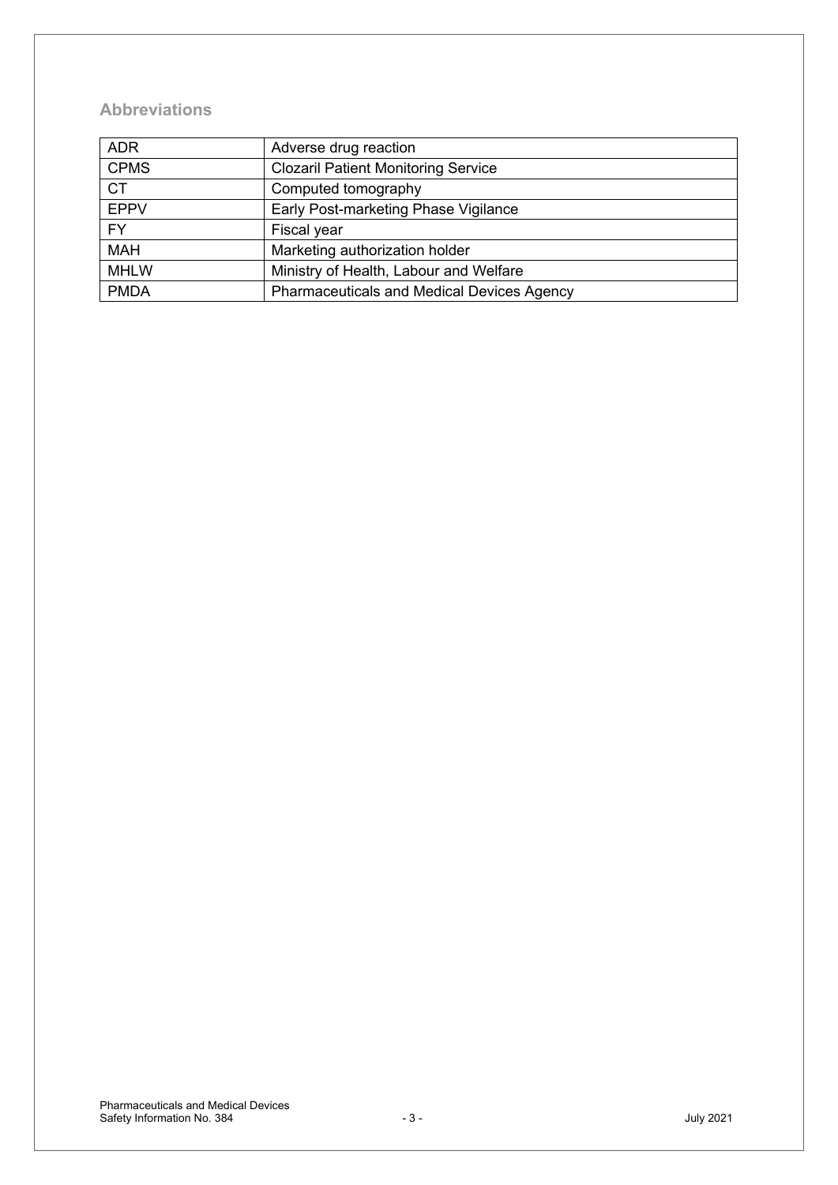## Abbreviations

| ADR | Adverse drug reaction |
|---|---|
| CPMS | Clozaril Patient Monitoring Service |
| CT | Computed tomography |
| EPPV | Early Post-marketing Phase Vigilance |
| FY | Fiscal year |
| MAH | Marketing authorization holder |
| MHLW | Ministry of Health, Labour and Welfare |
| PMDA | Pharmaceuticals and Medical Devices Agency |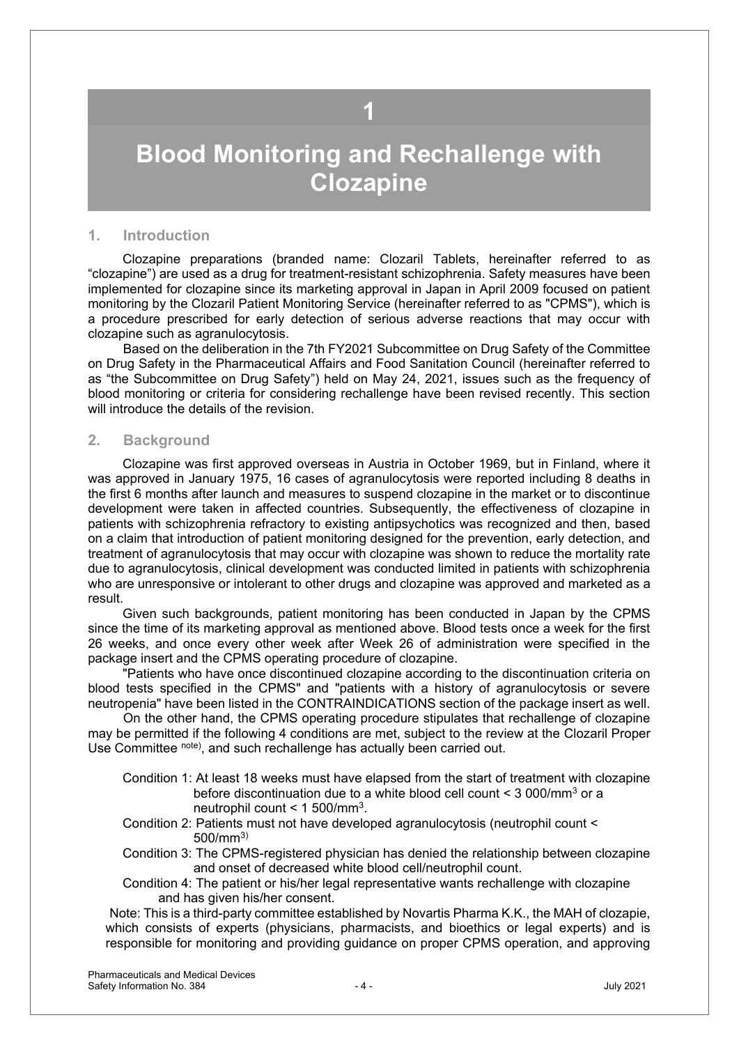# 1

# Blood Monitoring and Rechallenge with Clozapine

## 1. Introduction

Clozapine preparations (branded name: Clozaril Tablets, hereinafter referred to as "clozapine") are used as a drug for treatment-resistant schizophrenia. Safety measures have been implemented for clozapine since its marketing approval in Japan in April 2009 focused on patient monitoring by the Clozaril Patient Monitoring Service (hereinafter referred to as "CPMS"), which is a procedure prescribed for early detection of serious adverse reactions that may occur with clozapine such as agranulocytosis.

Based on the deliberation in the 7th FY2021 Subcommittee on Drug Safety of the Committee on Drug Safety in the Pharmaceutical Affairs and Food Sanitation Council (hereinafter referred to as "the Subcommittee on Drug Safety") held on May 24, 2021, issues such as the frequency of blood monitoring or criteria for considering rechallenge have been revised recently. This section will introduce the details of the revision.

## 2. Background

Clozapine was first approved overseas in Austria in October 1969, but in Finland, where it was approved in January 1975, 16 cases of agranulocytosis were reported including 8 deaths in the first 6 months after launch and measures to suspend clozapine in the market or to discontinue development were taken in affected countries. Subsequently, the effectiveness of clozapine in patients with schizophrenia refractory to existing antipsychotics was recognized and then, based on a claim that introduction of patient monitoring designed for the prevention, early detection, and treatment of agranulocytosis that may occur with clozapine was shown to reduce the mortality rate due to agranulocytosis, clinical development was conducted limited in patients with schizophrenia who are unresponsive or intolerant to other drugs and clozapine was approved and marketed as a result.

Given such backgrounds, patient monitoring has been conducted in Japan by the CPMS since the time of its marketing approval as mentioned above. Blood tests once a week for the first 26 weeks, and once every other week after Week 26 of administration were specified in the package insert and the CPMS operating procedure of clozapine.

"Patients who have once discontinued clozapine according to the discontinuation criteria on blood tests specified in the CPMS" and "patients with a history of agranulocytosis or severe neutropenia" have been listed in the CONTRAINDICATIONS section of the package insert as well.

On the other hand, the CPMS operating procedure stipulates that rechallenge of clozapine may be permitted if the following 4 conditions are met, subject to the review at the Clozaril Proper Use Committee [note)], and such rechallenge has actually been carried out.

- Condition 1: At least 18 weeks must have elapsed from the start of treatment with clozapine before discontinuation due to a white blood cell count < 3 000/mm$^3$ or a neutrophil count < 1 500/mm$^3$.
- Condition 2: Patients must not have developed agranulocytosis (neutrophil count < 500/mm$^3$)
- Condition 3: The CPMS-registered physician has denied the relationship between clozapine and onset of decreased white blood cell/neutrophil count.
- Condition 4: The patient or his/her legal representative wants rechallenge with clozapine and has given his/her consent.

Note: This is a third-party committee established by Novartis Pharma K.K., the MAH of clozapie, which consists of experts (physicians, pharmacists, and bioethics or legal experts) and is responsible for monitoring and providing guidance on proper CPMS operation, and approving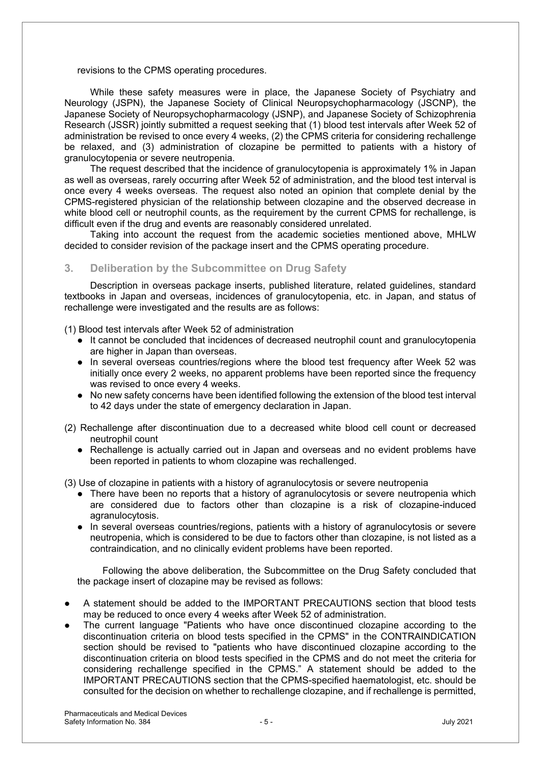revisions to the CPMS operating procedures.

While these safety measures were in place, the Japanese Society of Psychiatry and Neurology (JSPN), the Japanese Society of Clinical Neuropsychopharmacology (JSCNP), the Japanese Society of Neuropsychopharmacology (JSNP), and Japanese Society of Schizophrenia Research (JSSR) jointly submitted a request seeking that (1) blood test intervals after Week 52 of administration be revised to once every 4 weeks, (2) the CPMS criteria for considering rechallenge be relaxed, and (3) administration of clozapine be permitted to patients with a history of granulocytopenia or severe neutropenia.

The request described that the incidence of granulocytopenia is approximately 1% in Japan as well as overseas, rarely occurring after Week 52 of administration, and the blood test interval is once every 4 weeks overseas. The request also noted an opinion that complete denial by the CPMS-registered physician of the relationship between clozapine and the observed decrease in white blood cell or neutrophil counts, as the requirement by the current CPMS for rechallenge, is difficult even if the drug and events are reasonably considered unrelated.

Taking into account the request from the academic societies mentioned above, MHLW decided to consider revision of the package insert and the CPMS operating procedure.

## 3. Deliberation by the Subcommittee on Drug Safety

Description in overseas package inserts, published literature, related guidelines, standard textbooks in Japan and overseas, incidences of granulocytopenia, etc. in Japan, and status of rechallenge were investigated and the results are as follows:

(1) Blood test intervals after Week 52 of administration

- It cannot be concluded that incidences of decreased neutrophil count and granulocytopenia are higher in Japan than overseas.
- In several overseas countries/regions where the blood test frequency after Week 52 was initially once every 2 weeks, no apparent problems have been reported since the frequency was revised to once every 4 weeks.
- No new safety concerns have been identified following the extension of the blood test interval to 42 days under the state of emergency declaration in Japan.

(2) Rechallenge after discontinuation due to a decreased white blood cell count or decreased neutrophil count

- Rechallenge is actually carried out in Japan and overseas and no evident problems have been reported in patients to whom clozapine was rechallenged.

(3) Use of clozapine in patients with a history of agranulocytosis or severe neutropenia

- There have been no reports that a history of agranulocytosis or severe neutropenia which are considered due to factors other than clozapine is a risk of clozapine-induced agranulocytosis.
- In several overseas countries/regions, patients with a history of agranulocytosis or severe neutropenia, which is considered to be due to factors other than clozapine, is not listed as a contraindication, and no clinically evident problems have been reported.

Following the above deliberation, the Subcommittee on the Drug Safety concluded that the package insert of clozapine may be revised as follows:

- A statement should be added to the IMPORTANT PRECAUTIONS section that blood tests may be reduced to once every 4 weeks after Week 52 of administration.
- The current language "Patients who have once discontinued clozapine according to the discontinuation criteria on blood tests specified in the CPMS" in the CONTRAINDICATION section should be revised to "patients who have discontinued clozapine according to the discontinuation criteria on blood tests specified in the CPMS and do not meet the criteria for considering rechallenge specified in the CPMS." A statement should be added to the IMPORTANT PRECAUTIONS section that the CPMS-specified haematologist, etc. should be consulted for the decision on whether to rechallenge clozapine, and if rechallenge is permitted,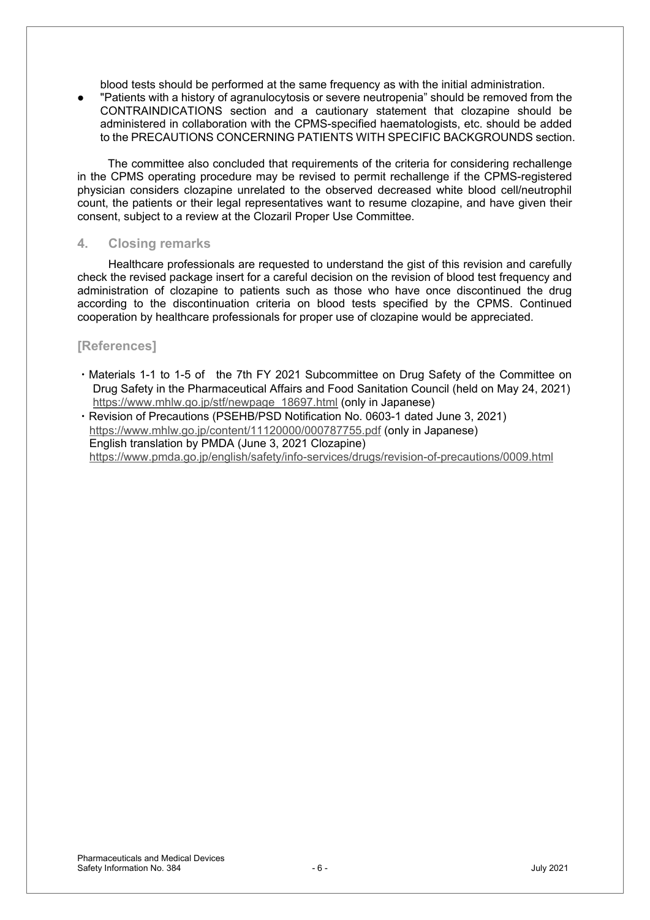blood tests should be performed at the same frequency as with the initial administration.

- "Patients with a history of agranulocytosis or severe neutropenia" should be removed from the CONTRAINDICATIONS section and a cautionary statement that clozapine should be administered in collaboration with the CPMS-specified haematologists, etc. should be added to the PRECAUTIONS CONCERNING PATIENTS WITH SPECIFIC BACKGROUNDS section.

The committee also concluded that requirements of the criteria for considering rechallenge in the CPMS operating procedure may be revised to permit rechallenge if the CPMS-registered physician considers clozapine unrelated to the observed decreased white blood cell/neutrophil count, the patients or their legal representatives want to resume clozapine, and have given their consent, subject to a review at the Clozaril Proper Use Committee.

## 4. Closing remarks

Healthcare professionals are requested to understand the gist of this revision and carefully check the revised package insert for a careful decision on the revision of blood test frequency and administration of clozapine to patients such as those who have once discontinued the drug according to the discontinuation criteria on blood tests specified by the CPMS. Continued cooperation by healthcare professionals for proper use of clozapine would be appreciated.

## [References]

- Materials 1-1 to 1-5 of the 7th FY 2021 Subcommittee on Drug Safety of the Committee on Drug Safety in the Pharmaceutical Affairs and Food Sanitation Council (held on May 24, 2021) https://www.mhlw.go.jp/stf/newpage_18697.html (only in Japanese)
- Revision of Precautions (PSEHB/PSD Notification No. 0603-1 dated June 3, 2021) https://www.mhlw.go.jp/content/11120000/000787755.pdf (only in Japanese)
  English translation by PMDA (June 3, 2021 Clozapine)
  https://www.pmda.go.jp/english/safety/info-services/drugs/revision-of-precautions/0009.html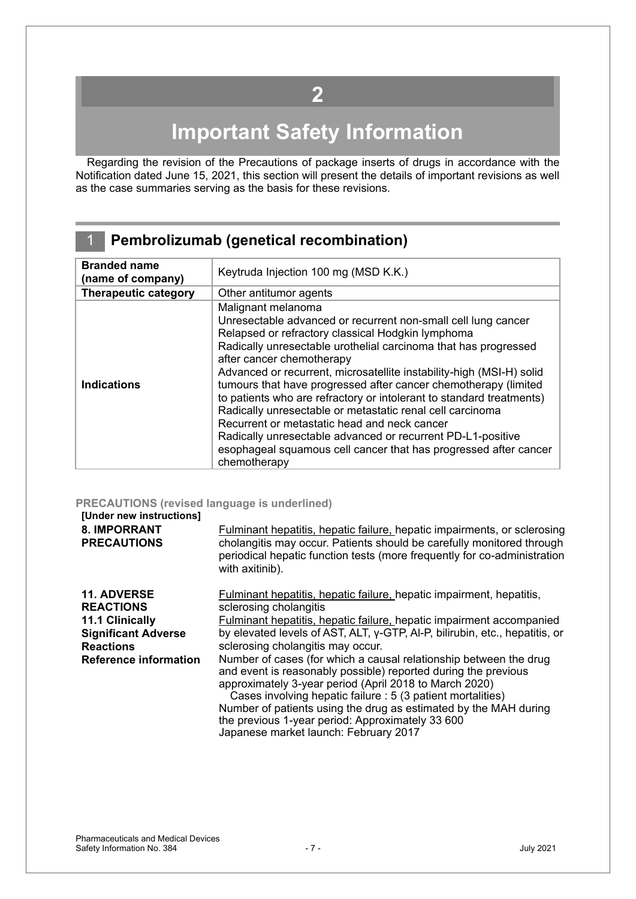# 2

# Important Safety Information

Regarding the revision of the Precautions of package inserts of drugs in accordance with the Notification dated June 15, 2021, this section will present the details of important revisions as well as the case summaries serving as the basis for these revisions.

## 1 Pembrolizumab (genetical recombination)

| **Branded name (name of company)** | Keytruda Injection 100 mg (MSD K.K.) |
|---|---|
| **Therapeutic category** | Other antitumor agents |
| **Indications** | Malignant melanoma<br>Unresectable advanced or recurrent non-small cell lung cancer<br>Relapsed or refractory classical Hodgkin lymphoma<br>Radically unresectable urothelial carcinoma that has progressed after cancer chemotherapy<br>Advanced or recurrent, microsatellite instability-high (MSI-H) solid tumours that have progressed after cancer chemotherapy (limited to patients who are refractory or intolerant to standard treatments)<br>Radically unresectable or metastatic renal cell carcinoma<br>Recurrent or metastatic head and neck cancer<br>Radically unresectable advanced or recurrent PD-L1-positive esophageal squamous cell cancer that has progressed after cancer chemotherapy |

**PRECAUTIONS (revised language is underlined)**

**[Under new instructions]**

**8. IMPORRANT PRECAUTIONS**

<u>Fulminant hepatitis, hepatic failure,</u> hepatic impairments, or sclerosing cholangitis may occur. Patients should be carefully monitored through periodical hepatic function tests (more frequently for co-administration with axitinib).

**11. ADVERSE REACTIONS**
**11.1 Clinically Significant Adverse Reactions**

<u>Fulminant hepatitis, hepatic failure,</u> hepatic impairment, hepatitis, sclerosing cholangitis

<u>Fulminant hepatitis, hepatic failure,</u> hepatic impairment accompanied by elevated levels of AST, ALT, γ-GTP, Al-P, bilirubin, etc., hepatitis, or sclerosing cholangitis may occur.

**Reference information**

Number of cases (for which a causal relationship between the drug and event is reasonably possible) reported during the previous approximately 3-year period (April 2018 to March 2020)

Cases involving hepatic failure : 5 (3 patient mortalities)

Number of patients using the drug as estimated by the MAH during the previous 1-year period: Approximately 33 600

Japanese market launch: February 2017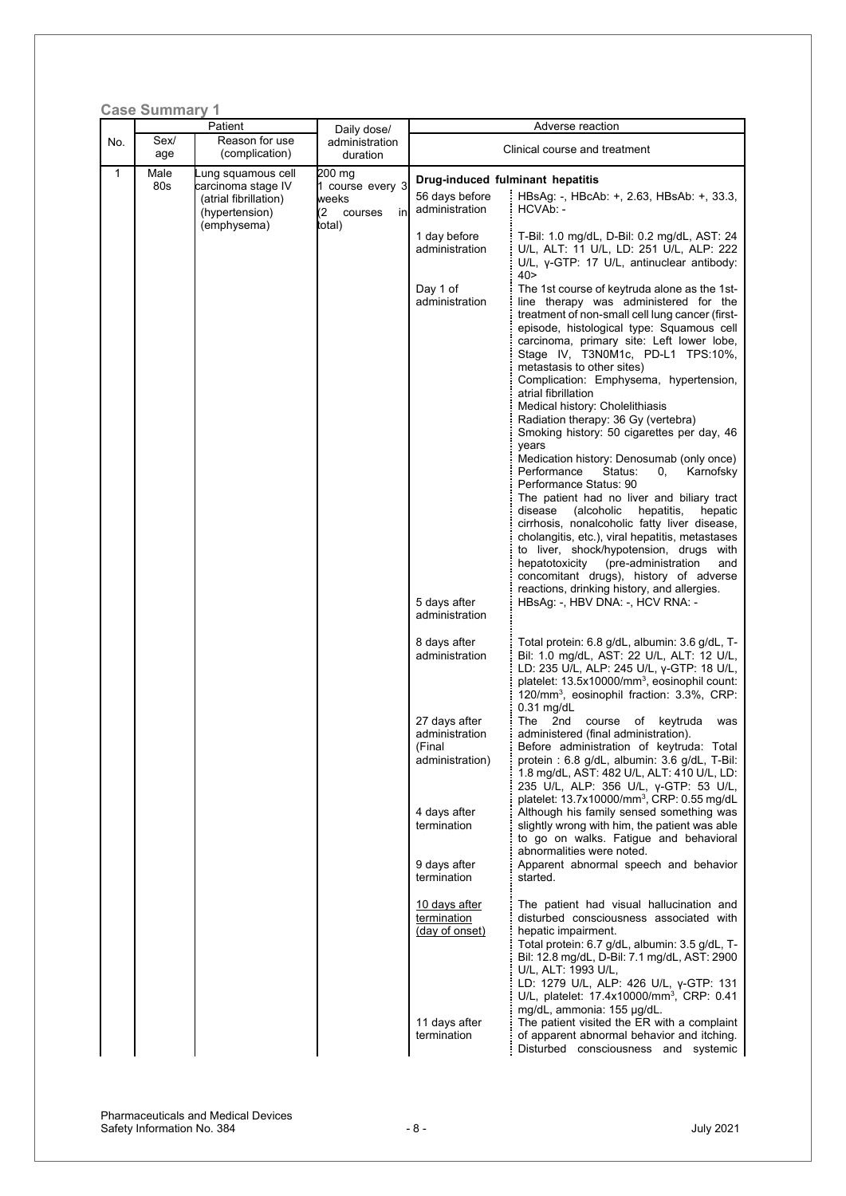**Case Summary 1**

| No. | Patient | | | Daily dose/ administration duration | Adverse reaction | |
|---|---|---|---|---|---|---|
| | Sex/ age | Reason for use (complication) | | | Clinical course and treatment | |
| 1 | Male 80s | Lung squamous cell carcinoma stage IV (atrial fibrillation) (hypertension) (emphysema) | | 200 mg 1 course every 3 weeks (2 courses in total) | **Drug-induced fulminant hepatitis** | |
| | | | | | 56 days before administration | HBsAg: -, HBcAb: +, 2.63, HBsAb: +, 33.3, HCVAb: - |
| | | | | | 1 day before administration | T-Bil: 1.0 mg/dL, D-Bil: 0.2 mg/dL, AST: 24 U/L, ALT: 11 U/L, LD: 251 U/L, ALP: 222 U/L, γ-GTP: 17 U/L, antinuclear antibody: 40> |
| | | | | | Day 1 of administration | The 1st course of keytruda alone as the 1st-line therapy was administered for the treatment of non-small cell lung cancer (first-episode, histological type: Squamous cell carcinoma, primary site: Left lower lobe, Stage IV, T3N0M1c, PD-L1 TPS:10%, metastasis to other sites)<br>Complication: Emphysema, hypertension, atrial fibrillation<br>Medical history: Cholelithiasis<br>Radiation therapy: 36 Gy (vertebra)<br>Smoking history: 50 cigarettes per day, 46 years<br>Medication history: Denosumab (only once)<br>Performance Status: 0, Karnofsky Performance Status: 90<br>The patient had no liver and biliary tract disease (alcoholic hepatitis, hepatic cirrhosis, nonalcoholic fatty liver disease, cholangitis, etc.), viral hepatitis, metastases to liver, shock/hypotension, drugs with hepatotoxicity (pre-administration and concomitant drugs), history of adverse reactions, drinking history, and allergies. |
| | | | | | 5 days after administration | HBsAg: -, HBV DNA: -, HCV RNA: - |
| | | | | | 8 days after administration | Total protein: 6.8 g/dL, albumin: 3.6 g/dL, T-Bil: 1.0 mg/dL, AST: 22 U/L, ALT: 12 U/L, LD: 235 U/L, ALP: 245 U/L, γ-GTP: 18 U/L, platelet: 13.5x10000/mm$^3$, eosinophil count: 120/mm$^3$, eosinophil fraction: 3.3%, CRP: 0.31 mg/dL |
| | | | | | 27 days after administration (Final administration) | The 2nd course of keytruda was administered (final administration).<br>Before administration of keytruda: Total protein : 6.8 g/dL, albumin: 3.6 g/dL, T-Bil: 1.8 mg/dL, AST: 482 U/L, ALT: 410 U/L, LD: 235 U/L, ALP: 356 U/L, γ-GTP: 53 U/L, platelet: 13.7x10000/mm$^3$, CRP: 0.55 mg/dL |
| | | | | | 4 days after termination | Although his family sensed something was slightly wrong with him, the patient was able to go on walks. Fatigue and behavioral abnormalities were noted. |
| | | | | | 9 days after termination | Apparent abnormal speech and behavior started. |
| | | | | | 10 days after termination (day of onset) | The patient had visual hallucination and disturbed consciousness associated with hepatic impairment.<br>Total protein: 6.7 g/dL, albumin: 3.5 g/dL, T-Bil: 12.8 mg/dL, D-Bil: 7.1 mg/dL, AST: 2900 U/L, ALT: 1993 U/L,<br>LD: 1279 U/L, ALP: 426 U/L, γ-GTP: 131 U/L, platelet: 17.4x10000/mm$^3$, CRP: 0.41 mg/dL, ammonia: 155 μg/dL. |
| | | | | | 11 days after termination | The patient visited the ER with a complaint of apparent abnormal behavior and itching. Disturbed consciousness and systemic |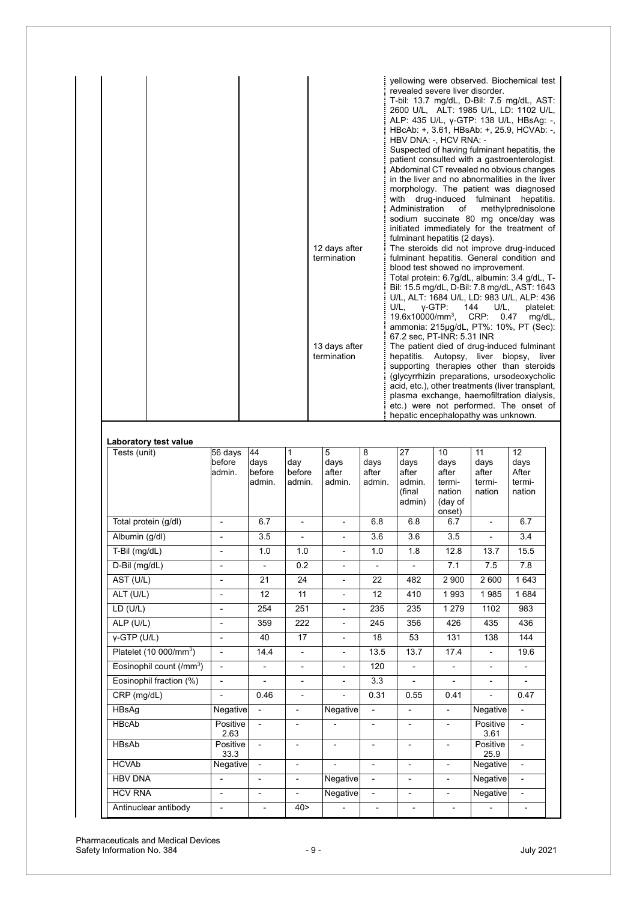| | | | | |
|---|---|---|---|---|
| | | | | yellowing were observed. Biochemical test revealed severe liver disorder. T-bil: 13.7 mg/dL, D-Bil: 7.5 mg/dL, AST: 2600 U/L, ALT: 1985 U/L, LD: 1102 U/L, ALP: 435 U/L, γ-GTP: 138 U/L, HBsAg: -, HBcAb: +, 3.61, HBsAb: +, 25.9, HCVAb: -, HBV DNA: -, HCV RNA: - Suspected of having fulminant hepatitis, the patient consulted with a gastroenterologist. Abdominal CT revealed no obvious changes in the liver and no abnormalities in the liver morphology. The patient was diagnosed with drug-induced fulminant hepatitis. Administration of methylprednisolone sodium succinate 80 mg once/day was initiated immediately for the treatment of fulminant hepatitis (2 days). |
| | | | 12 days after termination | The steroids did not improve drug-induced fulminant hepatitis. General condition and blood test showed no improvement. Total protein: 6.7g/dL, albumin: 3.4 g/dL, T-Bil: 15.5 mg/dL, D-Bil: 7.8 mg/dL, AST: 1643 U/L, ALT: 1684 U/L, LD: 983 U/L, ALP: 436 U/L, γ-GTP: 144 U/L, platelet: 19.6x10000/mm$^3$, CRP: 0.47 mg/dL, ammonia: 215µg/dL, PT%: 10%, PT (Sec): 67.2 sec, PT-INR: 5.31 INR |
| | | | 13 days after termination | The patient died of drug-induced fulminant hepatitis. Autopsy, liver biopsy, liver supporting therapies other than steroids (glycyrrhizin preparations, ursodeoxycholic acid, etc.), other treatments (liver transplant, plasma exchange, haemofiltration dialysis, etc.) were not performed. The onset of hepatic encephalopathy was unknown. |

**Laboratory test value**

| Tests (unit) | 56 days before admin. | 44 days before admin. | 1 day before admin. | 5 days after admin. | 8 days after admin. | 27 days after admin. (final admin) | 10 days after termination (day of onset) | 11 days after termination | 12 days After termination |
|---|---|---|---|---|---|---|---|---|---|
| Total protein (g/dl) | - | 6.7 | - | - | 6.8 | 6.8 | 6.7 | - | 6.7 |
| Albumin (g/dl) | - | 3.5 | - | - | 3.6 | 3.6 | 3.5 | - | 3.4 |
| T-Bil (mg/dL) | - | 1.0 | 1.0 | - | 1.0 | 1.8 | 12.8 | 13.7 | 15.5 |
| D-Bil (mg/dL) | - | - | 0.2 | - | - | - | 7.1 | 7.5 | 7.8 |
| AST (U/L) | - | 21 | 24 | - | 22 | 482 | 2 900 | 2 600 | 1 643 |
| ALT (U/L) | - | 12 | 11 | - | 12 | 410 | 1 993 | 1 985 | 1 684 |
| LD (U/L) | - | 254 | 251 | - | 235 | 235 | 1 279 | 1102 | 983 |
| ALP (U/L) | - | 359 | 222 | - | 245 | 356 | 426 | 435 | 436 |
| γ-GTP (U/L) | - | 40 | 17 | - | 18 | 53 | 131 | 138 | 144 |
| Platelet (10 000/mm$^3$) | - | 14.4 | - | - | 13.5 | 13.7 | 17.4 | - | 19.6 |
| Eosinophil count (/mm$^3$) | - | - | - | - | 120 | - | - | - | - |
| Eosinophil fraction (%) | - | - | - | - | 3.3 | - | - | - | - |
| CRP (mg/dL) | - | 0.46 | - | - | 0.31 | 0.55 | 0.41 | - | 0.47 |
| HBsAg | Negative | - | - | Negative | - | - | - | Negative | - |
| HBcAb | Positive 2.63 | - | - | - | - | - | - | Positive 3.61 | - |
| HBsAb | Positive 33.3 | - | - | - | - | - | - | Positive 25.9 | - |
| HCVAb | Negative | - | - | - | - | - | - | Negative | - |
| HBV DNA | - | - | - | Negative | - | - | - | Negative | - |
| HCV RNA | - | - | - | Negative | - | - | - | Negative | - |
| Antinuclear antibody | - | - | 40> | - | - | - | - | - | - |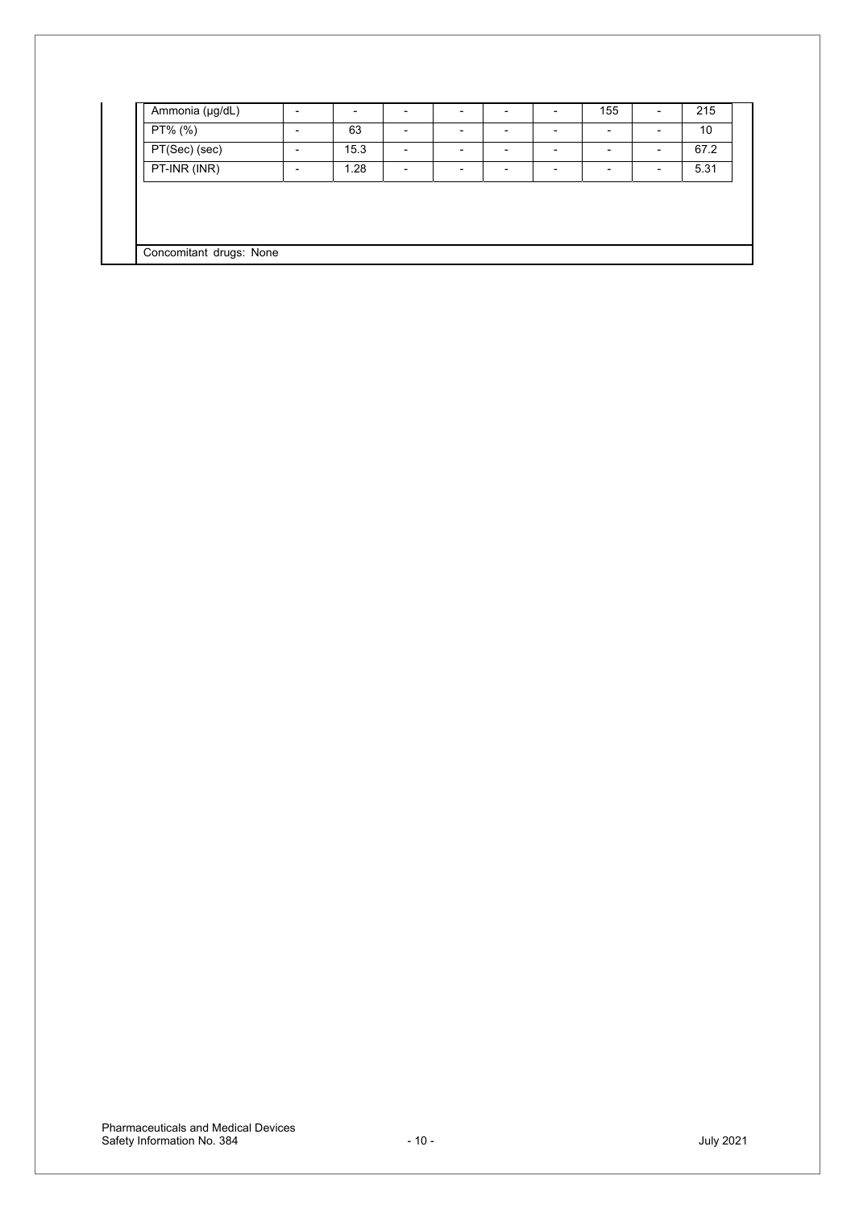| Ammonia (μg/dL) | - | - | - | - | - | - | 155 | - | 215 |
|---|---|---|---|---|---|---|---|---|---|
| PT% (%) | - | 63 | - | - | - | - | - | - | 10 |
| PT(Sec) (sec) | - | 15.3 | - | - | - | - | - | - | 67.2 |
| PT-INR (INR) | - | 1.28 | - | - | - | - | - | - | 5.31 |

Concomitant drugs: None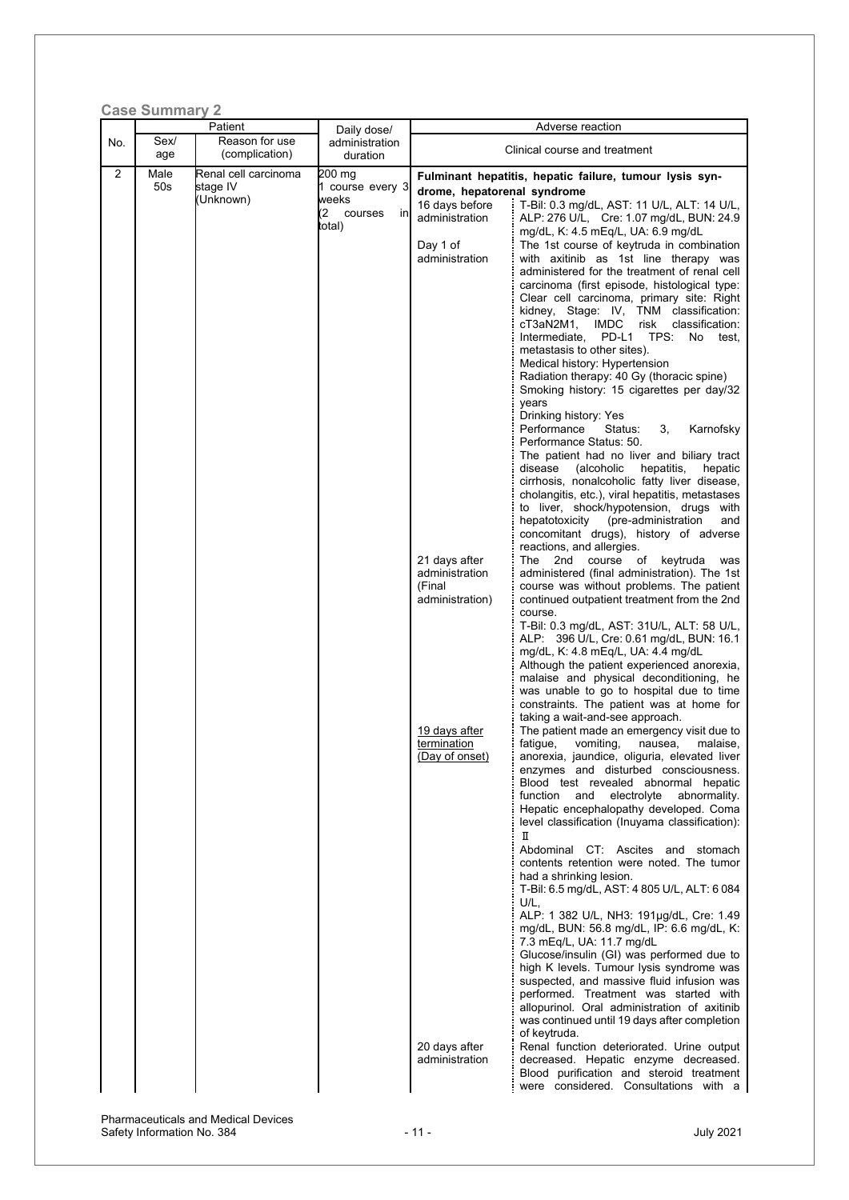### Case Summary 2

| No. | Patient | | | Daily dose/ administration duration | Adverse reaction | |
|---|---|---|---|---|---|---|
| | Sex/ age | Reason for use (complication) | | | Clinical course and treatment | |
| 2 | Male 50s | Renal cell carcinoma stage IV (Unknown) | | 200 mg 1 course every 3 weeks (2 courses in total) | **Fulminant hepatitis, hepatic failure, tumour lysis syndrome, hepatorenal syndrome** | |
| | | | | | 16 days before administration | T-Bil: 0.3 mg/dL, AST: 11 U/L, ALT: 14 U/L, ALP: 276 U/L, Cre: 1.07 mg/dL, BUN: 24.9 mg/dL, K: 4.5 mEq/L, UA: 6.9 mg/dL |
| | | | | | Day 1 of administration | The 1st course of keytruda in combination with axitinib as 1st line therapy was administered for the treatment of renal cell carcinoma (first episode, histological type: Clear cell carcinoma, primary site: Right kidney, Stage: IV, TNM classification: cT3aN2M1, IMDC risk classification: Intermediate, PD-L1 TPS: No test, metastasis to other sites).<br>Medical history: Hypertension<br>Radiation therapy: 40 Gy (thoracic spine)<br>Smoking history: 15 cigarettes per day/32 years<br>Drinking history: Yes<br>Performance Status: 3, Karnofsky Performance Status: 50.<br>The patient had no liver and biliary tract disease (alcoholic hepatitis, hepatic cirrhosis, nonalcoholic fatty liver disease, cholangitis, etc.), viral hepatitis, metastases to liver, shock/hypotension, drugs with hepatotoxicity (pre-administration and concomitant drugs), history of adverse reactions, and allergies. |
| | | | | | 21 days after administration (Final administration) | The 2nd course of keytruda was administered (final administration). The 1st course was without problems. The patient continued outpatient treatment from the 2nd course.<br>T-Bil: 0.3 mg/dL, AST: 31U/L, ALT: 58 U/L, ALP: 396 U/L, Cre: 0.61 mg/dL, BUN: 16.1 mg/dL, K: 4.8 mEq/L, UA: 4.4 mg/dL<br>Although the patient experienced anorexia, malaise and physical deconditioning, he was unable to go to hospital due to time constraints. The patient was at home for taking a wait-and-see approach. |
| | | | | | <u>19 days after termination (Day of onset)</u> | The patient made an emergency visit due to fatigue, vomiting, nausea, malaise, anorexia, jaundice, oliguria, elevated liver enzymes and disturbed consciousness. Blood test revealed abnormal hepatic function and electrolyte abnormality. Hepatic encephalopathy developed. Coma level classification (Inuyama classification): Ⅱ<br>Abdominal CT: Ascites and stomach contents retention were noted. The tumor had a shrinking lesion.<br>T-Bil: 6.5 mg/dL, AST: 4 805 U/L, ALT: 6 084 U/L,<br>ALP: 1 382 U/L, NH3: 191μg/dL, Cre: 1.49 mg/dL, BUN: 56.8 mg/dL, IP: 6.6 mg/dL, K: 7.3 mEq/L, UA: 11.7 mg/dL<br>Glucose/insulin (GI) was performed due to high K levels. Tumour lysis syndrome was suspected, and massive fluid infusion was performed. Treatment was started with allopurinol. Oral administration of axitinib was continued until 19 days after completion of keytruda. |
| | | | | | 20 days after administration | Renal function deteriorated. Urine output decreased. Hepatic enzyme decreased. Blood purification and steroid treatment were considered. Consultations with a |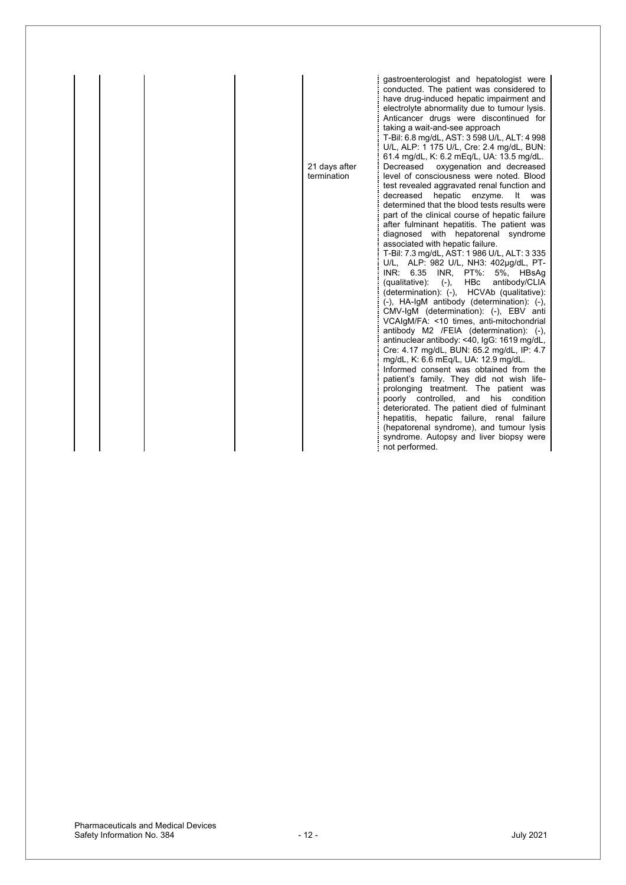| | | | | | |
|---|---|---|---|---|---|
| | | | | | gastroenterologist and hepatologist were conducted. The patient was considered to have drug-induced hepatic impairment and electrolyte abnormality due to tumour lysis. Anticancer drugs were discontinued for taking a wait-and-see approach<br>T-Bil: 6.8 mg/dL, AST: 3 598 U/L, ALT: 4 998 U/L, ALP: 1 175 U/L, Cre: 2.4 mg/dL, BUN: 61.4 mg/dL, K: 6.2 mEq/L, UA: 13.5 mg/dL. |
| | | | | 21 days after termination | Decreased oxygenation and decreased level of consciousness were noted. Blood test revealed aggravated renal function and decreased hepatic enzyme. It was determined that the blood tests results were part of the clinical course of hepatic failure after fulminant hepatitis. The patient was diagnosed with hepatorenal syndrome associated with hepatic failure.<br>T-Bil: 7.3 mg/dL, AST: 1 986 U/L, ALT: 3 335 U/L, ALP: 982 U/L, NH3: 402µg/dL, PT-INR: 6.35 INR, PT%: 5%, HBsAg (qualitative): (-), HBc antibody/CLIA (determination): (-), HCVAb (qualitative): (-), HA-IgM antibody (determination): (-), CMV-IgM (determination): (-), EBV anti VCAIgM/FA: <10 times, anti-mitochondrial antibody M2 /FEIA (determination): (-), antinuclear antibody: <40, IgG: 1619 mg/dL, Cre: 4.17 mg/dL, BUN: 65.2 mg/dL, IP: 4.7 mg/dL, K: 6.6 mEq/L, UA: 12.9 mg/dL.<br>Informed consent was obtained from the patient's family. They did not wish life-prolonging treatment. The patient was poorly controlled, and his condition deteriorated. The patient died of fulminant hepatitis, hepatic failure, renal failure (hepatorenal syndrome), and tumour lysis syndrome. Autopsy and liver biopsy were not performed. |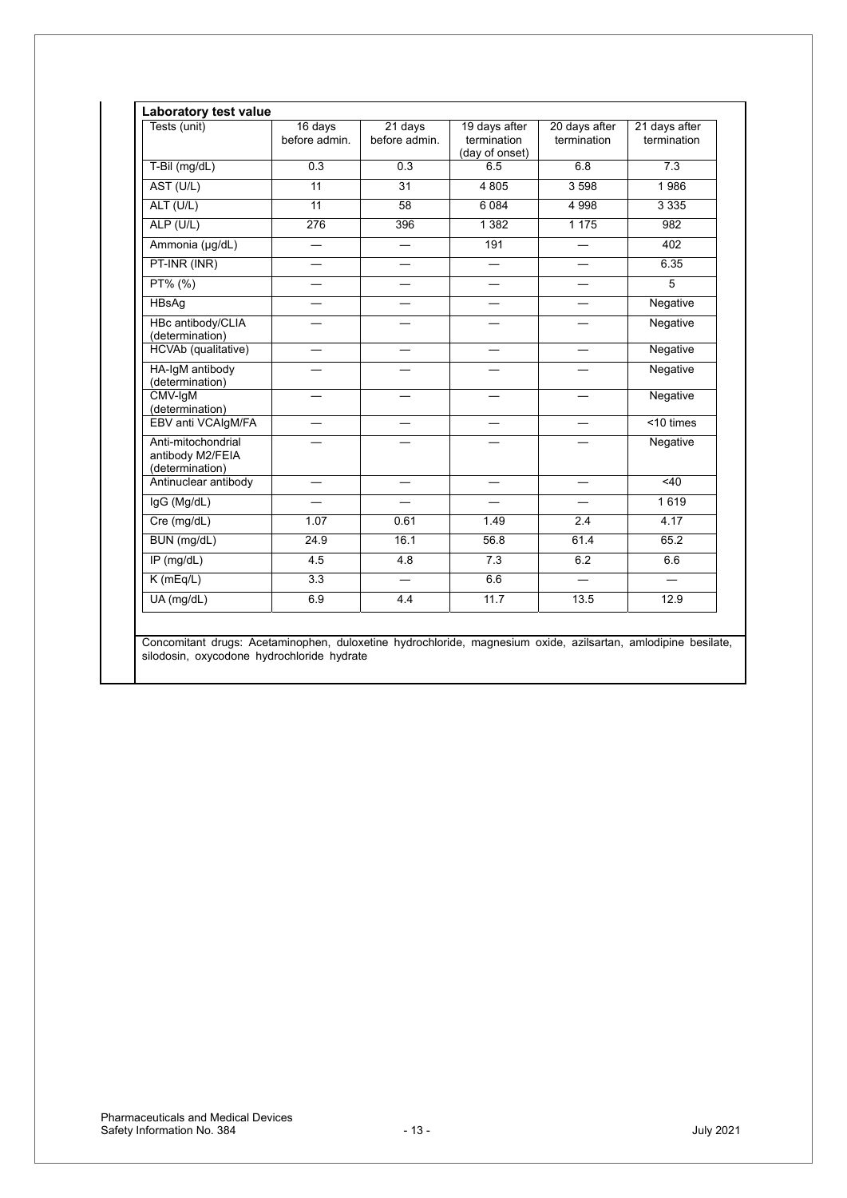**Laboratory test value**

| Tests (unit) | 16 days before admin. | 21 days before admin. | 19 days after termination (day of onset) | 20 days after termination | 21 days after termination |
|---|---|---|---|---|---|
| T-Bil (mg/dL) | 0.3 | 0.3 | 6.5 | 6.8 | 7.3 |
| AST (U/L) | 11 | 31 | 4 805 | 3 598 | 1 986 |
| ALT (U/L) | 11 | 58 | 6 084 | 4 998 | 3 335 |
| ALP (U/L) | 276 | 396 | 1 382 | 1 175 | 982 |
| Ammonia (μg/dL) | — | — | 191 | — | 402 |
| PT-INR (INR) | — | — | — | — | 6.35 |
| PT% (%) | — | — | — | — | 5 |
| HBsAg | — | — | — | — | Negative |
| HBc antibody/CLIA (determination) | — | — | — | — | Negative |
| HCVAb (qualitative) | — | — | — | — | Negative |
| HA-IgM antibody (determination) | — | — | — | — | Negative |
| CMV-IgM (determination) | — | — | — | — | Negative |
| EBV anti VCAIgM/FA | — | — | — | — | <10 times |
| Anti-mitochondrial antibody M2/FEIA (determination) | — | — | — | — | Negative |
| Antinuclear antibody | — | — | — | — | <40 |
| IgG (Mg/dL) | — | — | — | — | 1 619 |
| Cre (mg/dL) | 1.07 | 0.61 | 1.49 | 2.4 | 4.17 |
| BUN (mg/dL) | 24.9 | 16.1 | 56.8 | 61.4 | 65.2 |
| IP (mg/dL) | 4.5 | 4.8 | 7.3 | 6.2 | 6.6 |
| K (mEq/L) | 3.3 | — | 6.6 | — | — |
| UA (mg/dL) | 6.9 | 4.4 | 11.7 | 13.5 | 12.9 |

Concomitant drugs: Acetaminophen, duloxetine hydrochloride, magnesium oxide, azilsartan, amlodipine besilate, silodosin, oxycodone hydrochloride hydrate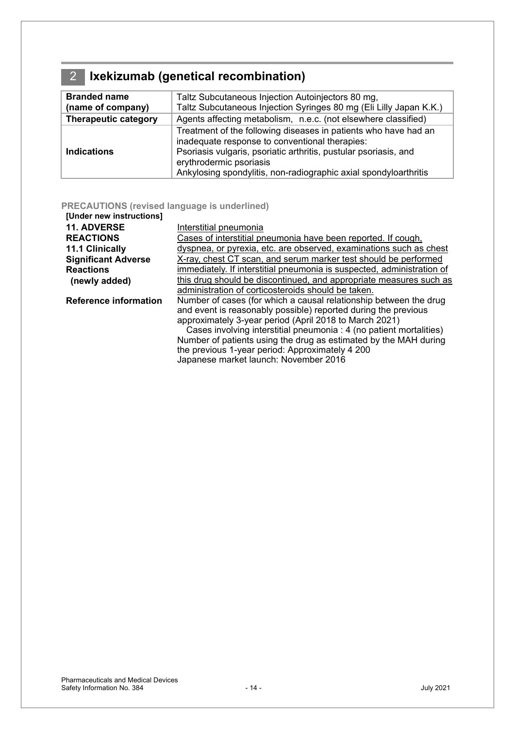## 2 Ixekizumab (genetical recombination)

| Branded name (name of company) | Taltz Subcutaneous Injection Autoinjectors 80 mg, Taltz Subcutaneous Injection Syringes 80 mg (Eli Lilly Japan K.K.) |
|---|---|
| **Therapeutic category** | Agents affecting metabolism, n.e.c. (not elsewhere classified) |
| **Indications** | Treatment of the following diseases in patients who have had an inadequate response to conventional therapies: Psoriasis vulgaris, psoriatic arthritis, pustular psoriasis, and erythrodermic psoriasis Ankylosing spondylitis, non-radiographic axial spondyloarthritis |

**PRECAUTIONS (revised language is underlined)**

**[Under new instructions]**

**11. ADVERSE REACTIONS 11.1 Clinically Significant Adverse Reactions (newly added)**

<u>Interstitial pneumonia</u>

<u>Cases of interstitial pneumonia have been reported. If cough, dyspnea, or pyrexia, etc. are observed, examinations such as chest X-ray, chest CT scan, and serum marker test should be performed immediately. If interstitial pneumonia is suspected, administration of this drug should be discontinued, and appropriate measures such as administration of corticosteroids should be taken.</u>

**Reference information**

Number of cases (for which a causal relationship between the drug and event is reasonably possible) reported during the previous approximately 3-year period (April 2018 to March 2021)

Cases involving interstitial pneumonia : 4 (no patient mortalities)

Number of patients using the drug as estimated by the MAH during the previous 1-year period: Approximately 4 200

Japanese market launch: November 2016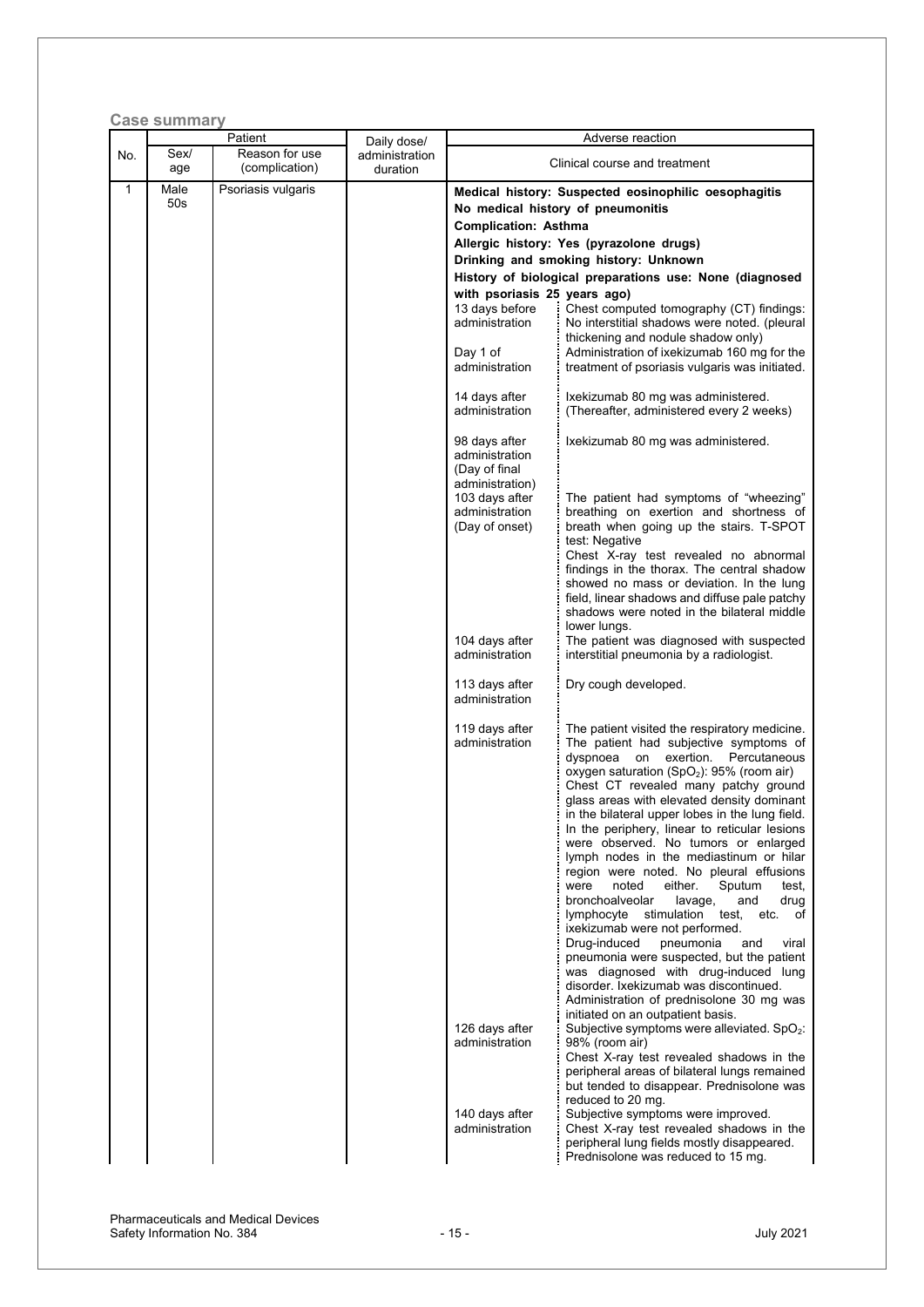**Case summary**

| No. | Patient | | Daily dose/ administration duration | Adverse reaction | |
|---|---|---|---|---|---|
| | Sex/ age | Reason for use (complication) | | Clinical course and treatment | |
| 1 | Male 50s | Psoriasis vulgaris | | **Medical history: Suspected eosinophilic oesophagitis**<br>**No medical history of pneumonitis**<br>**Complication: Asthma**<br>**Allergic history: Yes (pyrazolone drugs)**<br>**Drinking and smoking history: Unknown**<br>**History of biological preparations use: None (diagnosed with psoriasis 25 years ago)** | |
| | | | | 13 days before administration | Chest computed tomography (CT) findings: No interstitial shadows were noted. (pleural thickening and nodule shadow only) |
| | | | | Day 1 of administration | Administration of ixekizumab 160 mg for the treatment of psoriasis vulgaris was initiated. |
| | | | | 14 days after administration | Ixekizumab 80 mg was administered. (Thereafter, administered every 2 weeks) |
| | | | | 98 days after administration (Day of final administration) | Ixekizumab 80 mg was administered. |
| | | | | 103 days after administration (Day of onset) | The patient had symptoms of "wheezing" breathing on exertion and shortness of breath when going up the stairs. T-SPOT test: Negative<br>Chest X-ray test revealed no abnormal findings in the thorax. The central shadow showed no mass or deviation. In the lung field, linear shadows and diffuse pale patchy shadows were noted in the bilateral middle lower lungs. |
| | | | | 104 days after administration | The patient was diagnosed with suspected interstitial pneumonia by a radiologist. |
| | | | | 113 days after administration | Dry cough developed. |
| | | | | 119 days after administration | The patient visited the respiratory medicine. The patient had subjective symptoms of dyspnoea on exertion. Percutaneous oxygen saturation ($SpO_2$): 95% (room air)<br>Chest CT revealed many patchy ground glass areas with elevated density dominant in the bilateral upper lobes in the lung field. In the periphery, linear to reticular lesions were observed. No tumors or enlarged lymph nodes in the mediastinum or hilar region were noted. No pleural effusions were noted either. Sputum test, bronchoalveolar lavage, and drug lymphocyte stimulation test, etc. of ixekizumab were not performed.<br>Drug-induced pneumonia and viral pneumonia were suspected, but the patient was diagnosed with drug-induced lung disorder. Ixekizumab was discontinued.<br>Administration of prednisolone 30 mg was initiated on an outpatient basis. |
| | | | | 126 days after administration | Subjective symptoms were alleviated. $SpO_2$: 98% (room air)<br>Chest X-ray test revealed shadows in the peripheral areas of bilateral lungs remained but tended to disappear. Prednisolone was reduced to 20 mg. |
| | | | | 140 days after administration | Subjective symptoms were improved.<br>Chest X-ray test revealed shadows in the peripheral lung fields mostly disappeared.<br>Prednisolone was reduced to 15 mg. |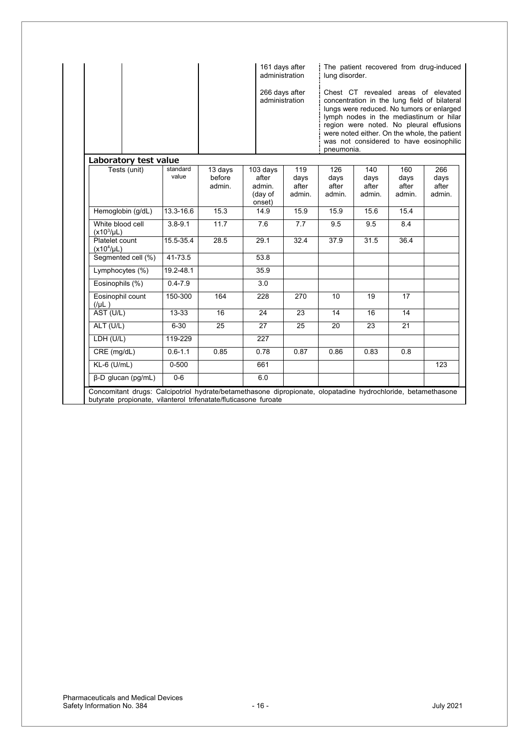| | |
|---|---|
| 161 days after administration | The patient recovered from drug-induced lung disorder. |
| 266 days after administration | Chest CT revealed areas of elevated concentration in the lung field of bilateral lungs were reduced. No tumors or enlarged lymph nodes in the mediastinum or hilar region were noted. No pleural effusions were noted either. On the whole, the patient was not considered to have eosinophilic pneumonia. |

**Laboratory test value**

| Tests (unit) | standard value | 13 days before admin. | 103 days after admin. (day of onset) | 119 days after admin. | 126 days after admin. | 140 days after admin. | 160 days after admin. | 266 days after admin. |
|---|---|---|---|---|---|---|---|---|
| Hemoglobin (g/dL) | 13.3-16.6 | 15.3 | 14.9 | 15.9 | 15.9 | 15.6 | 15.4 | |
| White blood cell ($x10^3/\mu L$) | 3.8-9.1 | 11.7 | 7.6 | 7.7 | 9.5 | 9.5 | 8.4 | |
| Platelet count ($x10^4/\mu L$) | 15.5-35.4 | 28.5 | 29.1 | 32.4 | 37.9 | 31.5 | 36.4 | |
| Segmented cell (%) | 41-73.5 | | 53.8 | | | | | |
| Lymphocytes (%) | 19.2-48.1 | | 35.9 | | | | | |
| Eosinophils (%) | 0.4-7.9 | | 3.0 | | | | | |
| Eosinophil count (/μL ) | 150-300 | 164 | 228 | 270 | 10 | 19 | 17 | |
| AST (U/L) | 13-33 | 16 | 24 | 23 | 14 | 16 | 14 | |
| ALT (U/L) | 6-30 | 25 | 27 | 25 | 20 | 23 | 21 | |
| LDH (U/L) | 119-229 | | 227 | | | | | |
| CRE (mg/dL) | 0.6-1.1 | 0.85 | 0.78 | 0.87 | 0.86 | 0.83 | 0.8 | |
| KL-6 (U/mL) | 0-500 | | 661 | | | | | 123 |
| β-D glucan (pg/mL) | 0-6 | | 6.0 | | | | | |

Concomitant drugs: Calcipotriol hydrate/betamethasone dipropionate, olopatadine hydrochloride, betamethasone butyrate propionate, vilanterol trifenatate/fluticasone furoate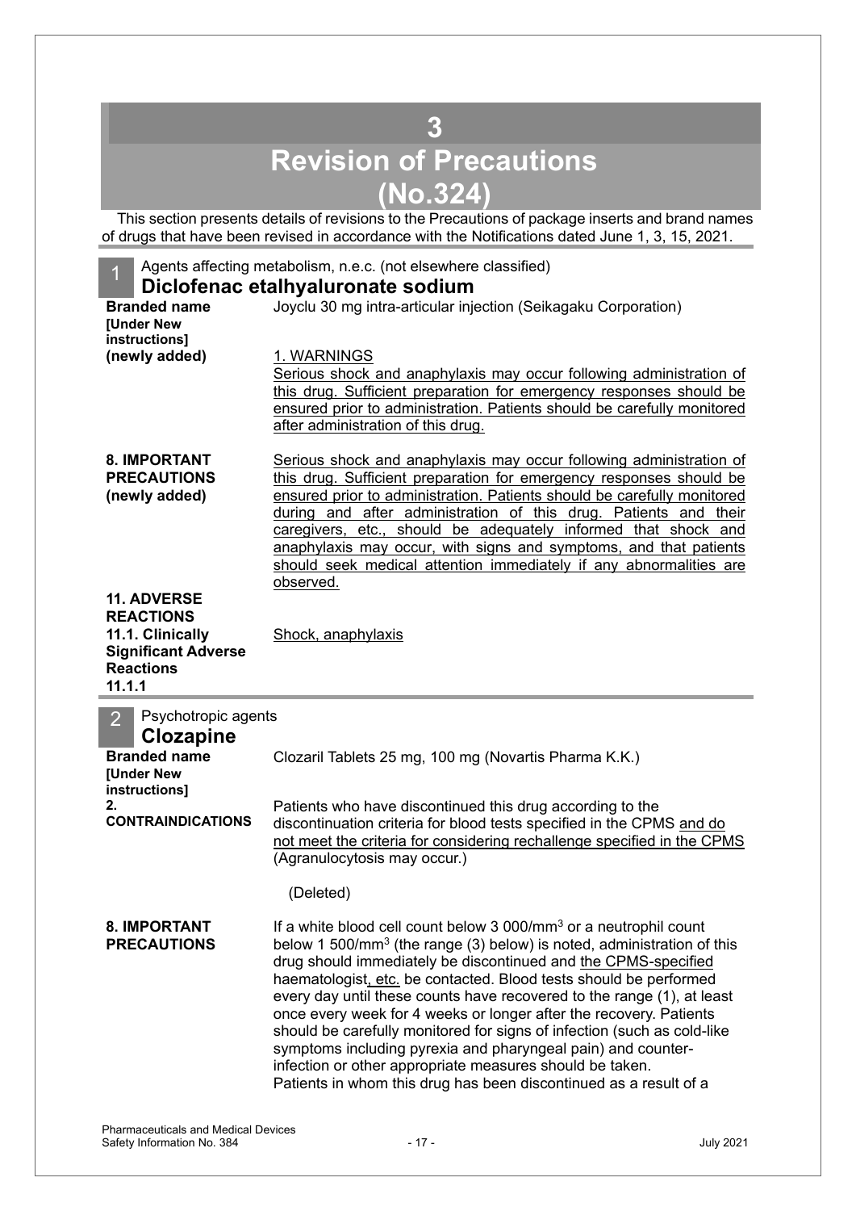# 3

# Revision of Precautions (No.324)

This section presents details of revisions to the Precautions of package inserts and brand names of drugs that have been revised in accordance with the Notifications dated June 1, 3, 15, 2021.

## 1 Agents affecting metabolism, n.e.c. (not elsewhere classified)

### Diclofenac etalhyaluronate sodium

| | |
|---|---|
| **Branded name** **[Under New instructions]** | Joyclu 30 mg intra-articular injection (Seikagaku Corporation) |
| **(newly added)** | 1. WARNINGS<br>Serious shock and anaphylaxis may occur following administration of this drug. Sufficient preparation for emergency responses should be ensured prior to administration. Patients should be carefully monitored after administration of this drug. |
| **8. IMPORTANT PRECAUTIONS (newly added)** | Serious shock and anaphylaxis may occur following administration of this drug. Sufficient preparation for emergency responses should be ensured prior to administration. Patients should be carefully monitored during and after administration of this drug. Patients and their caregivers, etc., should be adequately informed that shock and anaphylaxis may occur, with signs and symptoms, and that patients should seek medical attention immediately if any abnormalities are observed. |
| **11. ADVERSE REACTIONS** **11.1. Clinically Significant Adverse Reactions 11.1.1** | Shock, anaphylaxis |

## 2 Psychotropic agents

### Clozapine

| | |
|---|---|
| **Branded name** **[Under New instructions]** | Clozaril Tablets 25 mg, 100 mg (Novartis Pharma K.K.) |
| **2. CONTRAINDICATIONS** | Patients who have discontinued this drug according to the discontinuation criteria for blood tests specified in the CPMS and do not meet the criteria for considering rechallenge specified in the CPMS (Agranulocytosis may occur.)<br><br>(Deleted) |
| **8. IMPORTANT PRECAUTIONS** | If a white blood cell count below 3 000/mm$^3$ or a neutrophil count below 1 500/mm$^3$ (the range (3) below) is noted, administration of this drug should immediately be discontinued and the CPMS-specified haematologist, etc. be contacted. Blood tests should be performed every day until these counts have recovered to the range (1), at least once every week for 4 weeks or longer after the recovery. Patients should be carefully monitored for signs of infection (such as cold-like symptoms including pyrexia and pharyngeal pain) and counter-infection or other appropriate measures should be taken.<br>Patients in whom this drug has been discontinued as a result of a |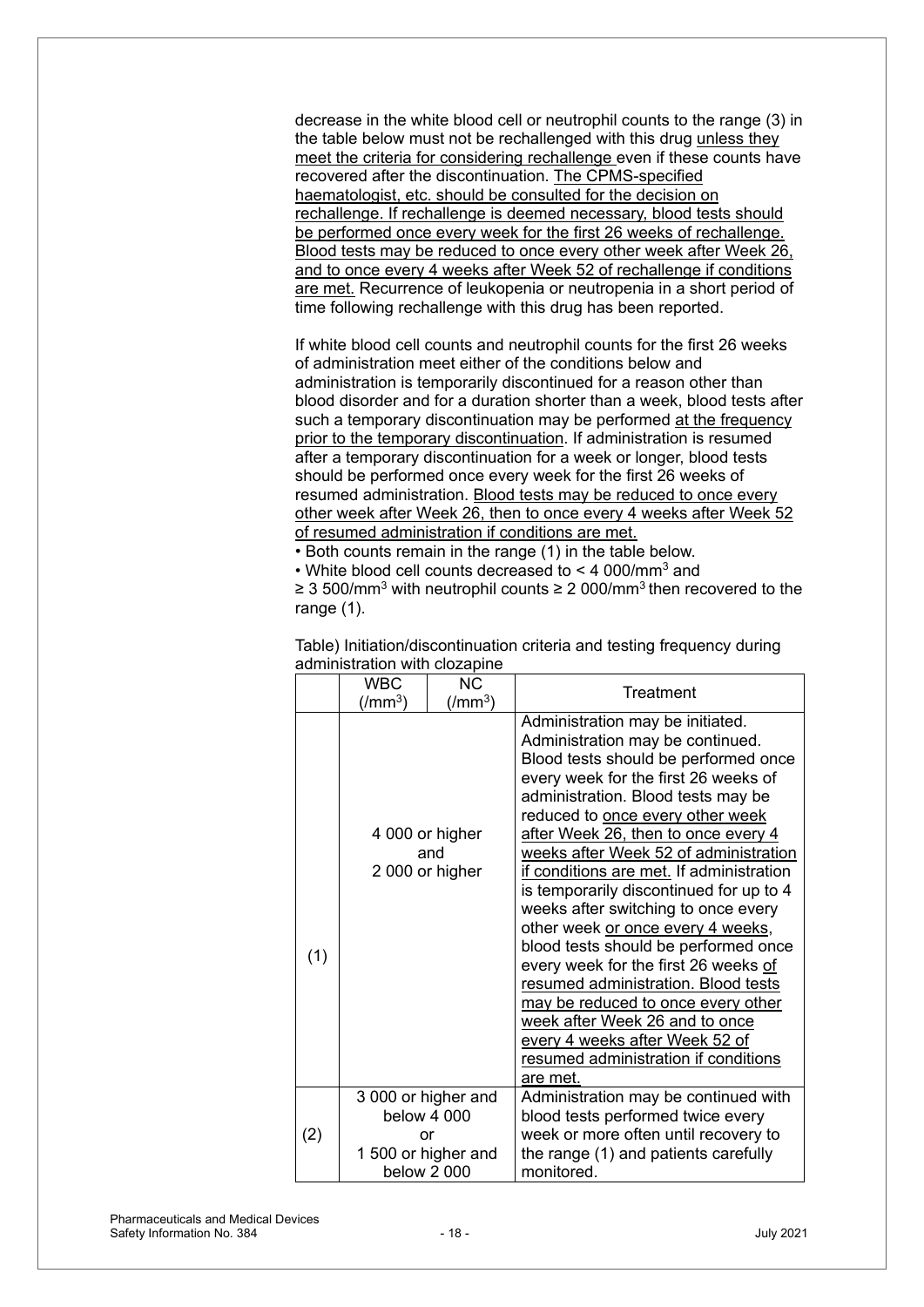decrease in the white blood cell or neutrophil counts to the range (3) in the table below must not be rechallenged with this drug unless they meet the criteria for considering rechallenge even if these counts have recovered after the discontinuation. The CPMS-specified haematologist, etc. should be consulted for the decision on rechallenge. If rechallenge is deemed necessary, blood tests should be performed once every week for the first 26 weeks of rechallenge. Blood tests may be reduced to once every other week after Week 26, and to once every 4 weeks after Week 52 of rechallenge if conditions are met. Recurrence of leukopenia or neutropenia in a short period of time following rechallenge with this drug has been reported.

If white blood cell counts and neutrophil counts for the first 26 weeks of administration meet either of the conditions below and administration is temporarily discontinued for a reason other than blood disorder and for a duration shorter than a week, blood tests after such a temporary discontinuation may be performed at the frequency prior to the temporary discontinuation. If administration is resumed after a temporary discontinuation for a week or longer, blood tests should be performed once every week for the first 26 weeks of resumed administration. Blood tests may be reduced to once every other week after Week 26, then to once every 4 weeks after Week 52 of resumed administration if conditions are met.

- Both counts remain in the range (1) in the table below.
- White blood cell counts decreased to < 4 000/mm$^3$ and ≥ 3 500/mm$^3$ with neutrophil counts ≥ 2 000/mm$^3$ then recovered to the range (1).

Table) Initiation/discontinuation criteria and testing frequency during administration with clozapine

| | WBC (/mm$^3$) | NC (/mm$^3$) | Treatment |
|---|---|---|---|
| (1) | 4 000 or higher and 2 000 or higher | | Administration may be initiated. Administration may be continued. Blood tests should be performed once every week for the first 26 weeks of administration. Blood tests may be reduced to once every other week after Week 26, then to once every 4 weeks after Week 52 of administration if conditions are met. If administration is temporarily discontinued for up to 4 weeks after switching to once every other week or once every 4 weeks, blood tests should be performed once every week for the first 26 weeks of resumed administration. Blood tests may be reduced to once every other week after Week 26 and to once every 4 weeks after Week 52 of resumed administration if conditions are met. |
| (2) | 3 000 or higher and below 4 000 or 1 500 or higher and below 2 000 | | Administration may be continued with blood tests performed twice every week or more often until recovery to the range (1) and patients carefully monitored. |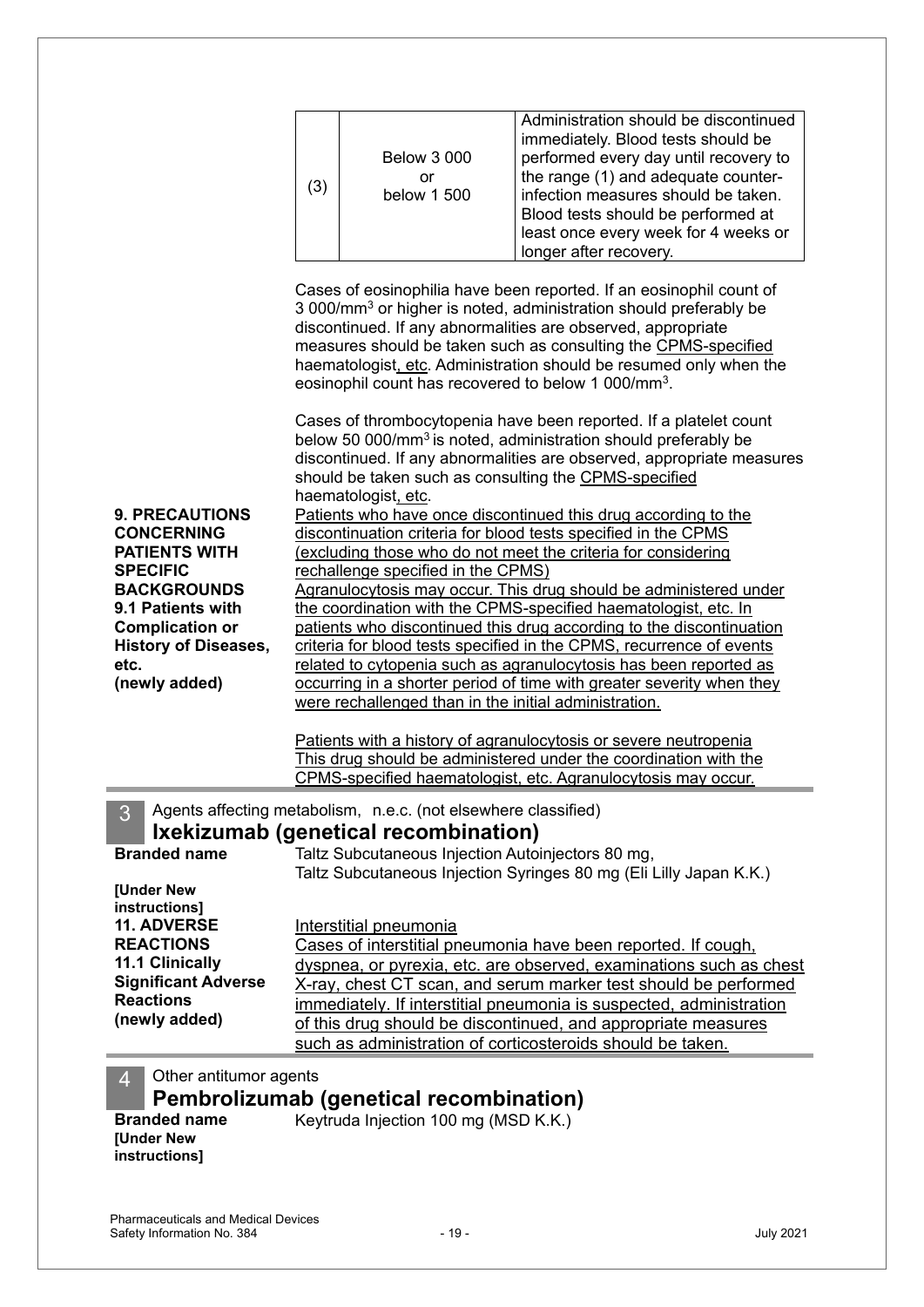| (3) | Below 3 000 or below 1 500 | Administration should be discontinued immediately. Blood tests should be performed every day until recovery to the range (1) and adequate counter-infection measures should be taken. Blood tests should be performed at least once every week for 4 weeks or longer after recovery. |
|---|---|---|

Cases of eosinophilia have been reported. If an eosinophil count of 3 000/mm$^3$ or higher is noted, administration should preferably be discontinued. If any abnormalities are observed, appropriate measures should be taken such as consulting the CPMS-specified haematologist, etc. Administration should be resumed only when the eosinophil count has recovered to below 1 000/mm$^3$.

Cases of thrombocytopenia have been reported. If a platelet count below 50 000/mm$^3$ is noted, administration should preferably be discontinued. If any abnormalities are observed, appropriate measures should be taken such as consulting the CPMS-specified haematologist, etc.

**9. PRECAUTIONS CONCERNING PATIENTS WITH SPECIFIC BACKGROUNDS**
**9.1 Patients with Complication or History of Diseases, etc.**
**(newly added)**

Patients who have once discontinued this drug according to the discontinuation criteria for blood tests specified in the CPMS (excluding those who do not meet the criteria for considering rechallenge specified in the CPMS)
Agranulocytosis may occur. This drug should be administered under the coordination with the CPMS-specified haematologist, etc. In patients who discontinued this drug according to the discontinuation criteria for blood tests specified in the CPMS, recurrence of events related to cytopenia such as agranulocytosis has been reported as occurring in a shorter period of time with greater severity when they were rechallenged than in the initial administration.

Patients with a history of agranulocytosis or severe neutropenia
This drug should be administered under the coordination with the CPMS-specified haematologist, etc. Agranulocytosis may occur.

## 3 Agents affecting metabolism, n.e.c. (not elsewhere classified)

## Ixekizumab (genetical recombination)

**Branded name** Taltz Subcutaneous Injection Autoinjectors 80 mg, Taltz Subcutaneous Injection Syringes 80 mg (Eli Lilly Japan K.K.)

**[Under New instructions]**
**11. ADVERSE REACTIONS**
**11.1 Clinically Significant Adverse Reactions**
**(newly added)**

Interstitial pneumonia
Cases of interstitial pneumonia have been reported. If cough, dyspnea, or pyrexia, etc. are observed, examinations such as chest X-ray, chest CT scan, and serum marker test should be performed immediately. If interstitial pneumonia is suspected, administration of this drug should be discontinued, and appropriate measures such as administration of corticosteroids should be taken.

## 4 Other antitumor agents

## Pembrolizumab (genetical recombination)

**Branded name** Keytruda Injection 100 mg (MSD K.K.)

**[Under New instructions]**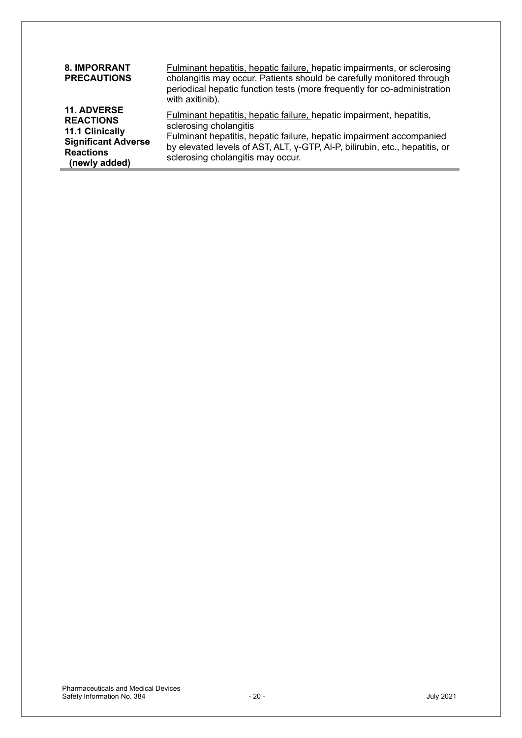| | |
|---|---|
| **8. IMPORRANT PRECAUTIONS** | <u>Fulminant hepatitis, hepatic failure,</u> hepatic impairments, or sclerosing cholangitis may occur. Patients should be carefully monitored through periodical hepatic function tests (more frequently for co-administration with axitinib). |
| **11. ADVERSE REACTIONS**<br>**11.1 Clinically Significant Adverse Reactions**<br>**(newly added)** | <u>Fulminant hepatitis, hepatic failure,</u> hepatic impairment, hepatitis, sclerosing cholangitis<br><u>Fulminant hepatitis, hepatic failure,</u> hepatic impairment accompanied by elevated levels of AST, ALT, γ-GTP, Al-P, bilirubin, etc., hepatitis, or sclerosing cholangitis may occur. |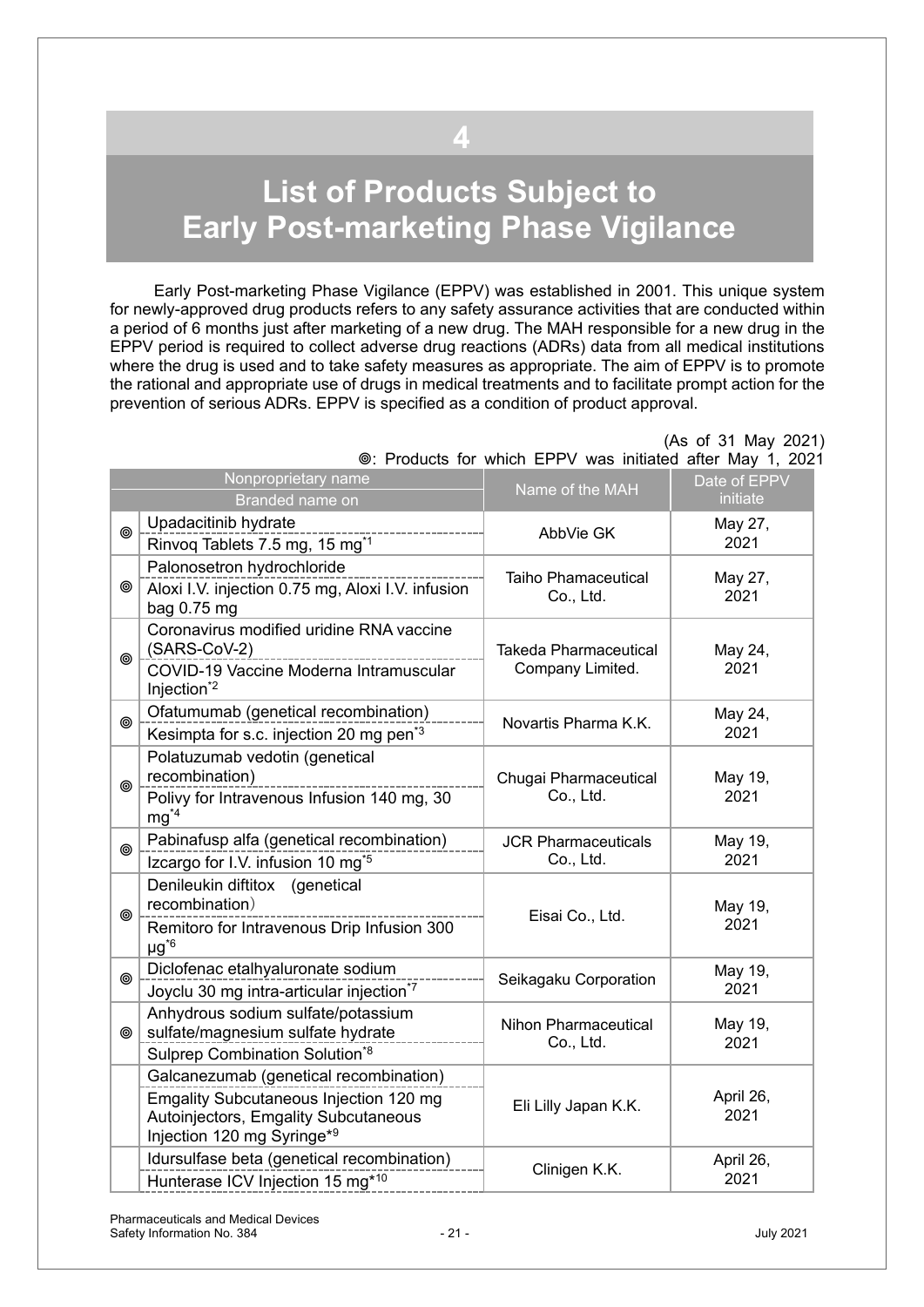# 4

# List of Products Subject to Early Post-marketing Phase Vigilance

Early Post-marketing Phase Vigilance (EPPV) was established in 2001. This unique system for newly-approved drug products refers to any safety assurance activities that are conducted within a period of 6 months just after marketing of a new drug. The MAH responsible for a new drug in the EPPV period is required to collect adverse drug reactions (ADRs) data from all medical institutions where the drug is used and to take safety measures as appropriate. The aim of EPPV is to promote the rational and appropriate use of drugs in medical treatments and to facilitate prompt action for the prevention of serious ADRs. EPPV is specified as a condition of product approval.

(As of 31 May 2021)

◎: Products for which EPPV was initiated after May 1, 2021

| | Nonproprietary name / Branded name on | Name of the MAH | Date of EPPV initiate |
|---|---|---|---|
| ◎ | Upadacitinib hydrate<br>Rinvoq Tablets 7.5 mg, 15 mg*1 | AbbVie GK | May 27, 2021 |
| ◎ | Palonosetron hydrochloride<br>Aloxi I.V. injection 0.75 mg, Aloxi I.V. infusion bag 0.75 mg | Taiho Phamaceutical Co., Ltd. | May 27, 2021 |
| ◎ | Coronavirus modified uridine RNA vaccine (SARS-CoV-2)<br>COVID-19 Vaccine Moderna Intramuscular Injection*2 | Takeda Pharmaceutical Company Limited. | May 24, 2021 |
| ◎ | Ofatumumab (genetical recombination)<br>Kesimpta for s.c. injection 20 mg pen*3 | Novartis Pharma K.K. | May 24, 2021 |
| ◎ | Polatuzumab vedotin (genetical recombination)<br>Polivy for Intravenous Infusion 140 mg, 30 mg*4 | Chugai Pharmaceutical Co., Ltd. | May 19, 2021 |
| ◎ | Pabinafusp alfa (genetical recombination)<br>Izcargo for I.V. infusion 10 mg*5 | JCR Pharmaceuticals Co., Ltd. | May 19, 2021 |
| ◎ | Denileukin diftitox (genetical recombination)<br>Remitoro for Intravenous Drip Infusion 300 μg*6 | Eisai Co., Ltd. | May 19, 2021 |
| ◎ | Diclofenac etalhyaluronate sodium<br>Joyclu 30 mg intra-articular injection*7 | Seikagaku Corporation | May 19, 2021 |
| ◎ | Anhydrous sodium sulfate/potassium sulfate/magnesium sulfate hydrate<br>Sulprep Combination Solution*8 | Nihon Pharmaceutical Co., Ltd. | May 19, 2021 |
| | Galcanezumab (genetical recombination)<br>Emgality Subcutaneous Injection 120 mg Autoinjectors, Emgality Subcutaneous Injection 120 mg Syringe*9 | Eli Lilly Japan K.K. | April 26, 2021 |
| | Idursulfase beta (genetical recombination)<br>Hunterase ICV Injection 15 mg*10 | Clinigen K.K. | April 26, 2021 |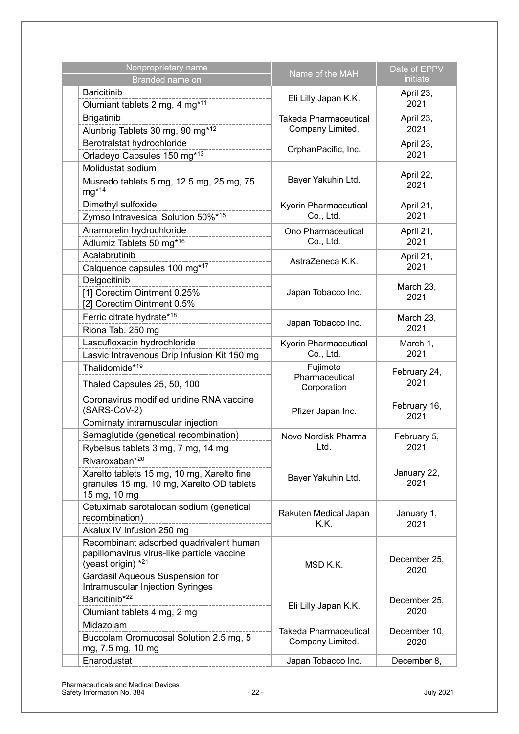| Nonproprietary name<br>Branded name on | Name of the MAH | Date of EPPV initiate |
|---|---|---|
| Baricitinib<br>Olumiant tablets 2 mg, 4 mg*[11] | Eli Lilly Japan K.K. | April 23, 2021 |
| Brigatinib<br>Alunbrig Tablets 30 mg, 90 mg*[12] | Takeda Pharmaceutical Company Limited. | April 23, 2021 |
| Berotralstat hydrochloride<br>Orladeyo Capsules 150 mg*[13] | OrphanPacific, Inc. | April 23, 2021 |
| Molidustat sodium<br>Musredo tablets 5 mg, 12.5 mg, 25 mg, 75 mg*[14] | Bayer Yakuhin Ltd. | April 22, 2021 |
| Dimethyl sulfoxide<br>Zymso Intravesical Solution 50%*[15] | Kyorin Pharmaceutical Co., Ltd. | April 21, 2021 |
| Anamorelin hydrochloride<br>Adlumiz Tablets 50 mg*[16] | Ono Pharmaceutical Co., Ltd. | April 21, 2021 |
| Acalabrutinib<br>Calquence capsules 100 mg*[17] | AstraZeneca K.K. | April 21, 2021 |
| Delgocitinib<br>[1] Corectim Ointment 0.25%<br>[2] Corectim Ointment 0.5% | Japan Tobacco Inc. | March 23, 2021 |
| Ferric citrate hydrate*[18]<br>Riona Tab. 250 mg | Japan Tobacco Inc. | March 23, 2021 |
| Lascufloxacin hydrochloride<br>Lasvic Intravenous Drip Infusion Kit 150 mg | Kyorin Pharmaceutical Co., Ltd. | March 1, 2021 |
| Thalidomide*[19]<br>Thaled Capsules 25, 50, 100 | Fujimoto Pharmaceutical Corporation | February 24, 2021 |
| Coronavirus modified uridine RNA vaccine (SARS-CoV-2)<br>Comirnaty intramuscular injection | Pfizer Japan Inc. | February 16, 2021 |
| Semaglutide (genetical recombination)<br>Rybelsus tablets 3 mg, 7 mg, 14 mg | Novo Nordisk Pharma Ltd. | February 5, 2021 |
| Rivaroxaban*[20]<br>Xarelto tablets 15 mg, 10 mg, Xarelto fine granules 15 mg, 10 mg, Xarelto OD tablets 15 mg, 10 mg | Bayer Yakuhin Ltd. | January 22, 2021 |
| Cetuximab sarotalocan sodium (genetical recombination)<br>Akalux IV Infusion 250 mg | Rakuten Medical Japan K.K. | January 1, 2021 |
| Recombinant adsorbed quadrivalent human papillomavirus virus-like particle vaccine (yeast origin) *[21]<br>Gardasil Aqueous Suspension for Intramuscular Injection Syringes | MSD K.K. | December 25, 2020 |
| Baricitinib*[22]<br>Olumiant tablets 4 mg, 2 mg | Eli Lilly Japan K.K. | December 25, 2020 |
| Midazolam<br>Buccolam Oromucosal Solution 2.5 mg, 5 mg, 7.5 mg, 10 mg | Takeda Pharmaceutical Company Limited. | December 10, 2020 |
| Enarodustat | Japan Tobacco Inc. | December 8, |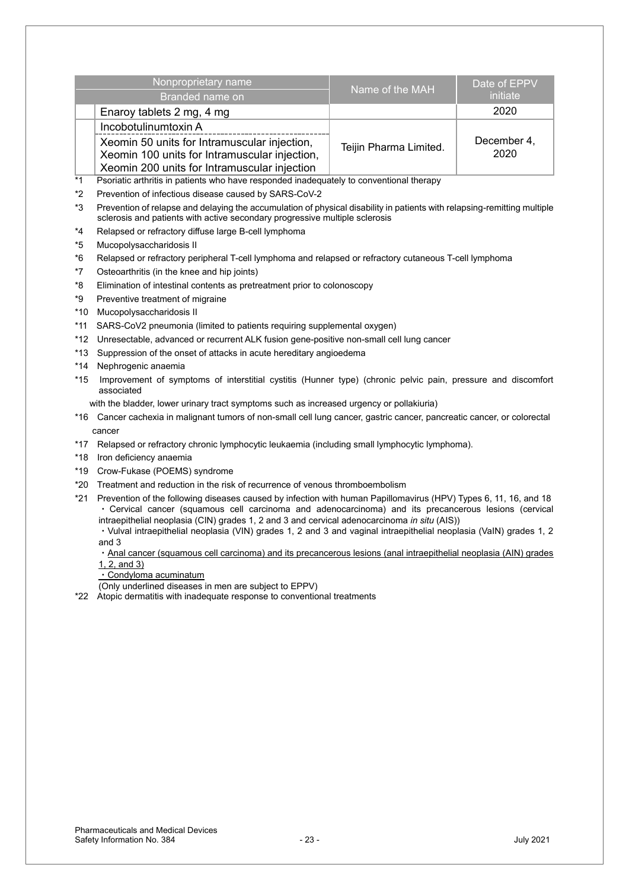| Nonproprietary name / Branded name on | | Name of the MAH | Date of EPPV initiate |
|---|---|---|---|
| | Enaroy tablets 2 mg, 4 mg | | 2020 |
| | Incobotulinumtoxin A<br>Xeomin 50 units for Intramuscular injection, Xeomin 100 units for Intramuscular injection, Xeomin 200 units for Intramuscular injection | Teijin Pharma Limited. | December 4, 2020 |

*1 Psoriatic arthritis in patients who have responded inadequately to conventional therapy

*2 Prevention of infectious disease caused by SARS-CoV-2

*3 Prevention of relapse and delaying the accumulation of physical disability in patients with relapsing-remitting multiple sclerosis and patients with active secondary progressive multiple sclerosis

*4 Relapsed or refractory diffuse large B-cell lymphoma

*5 Mucopolysaccharidosis II

*6 Relapsed or refractory peripheral T-cell lymphoma and relapsed or refractory cutaneous T-cell lymphoma

*7 Osteoarthritis (in the knee and hip joints)

*8 Elimination of intestinal contents as pretreatment prior to colonoscopy

*9 Preventive treatment of migraine

*10 Mucopolysaccharidosis II

*11 SARS-CoV2 pneumonia (limited to patients requiring supplemental oxygen)

*12 Unresectable, advanced or recurrent ALK fusion gene-positive non-small cell lung cancer

*13 Suppression of the onset of attacks in acute hereditary angioedema

*14 Nephrogenic anaemia

*15 Improvement of symptoms of interstitial cystitis (Hunner type) (chronic pelvic pain, pressure and discomfort associated with the bladder, lower urinary tract symptoms such as increased urgency or pollakiuria)

*16 Cancer cachexia in malignant tumors of non-small cell lung cancer, gastric cancer, pancreatic cancer, or colorectal cancer

*17 Relapsed or refractory chronic lymphocytic leukaemia (including small lymphocytic lymphoma).

*18 Iron deficiency anaemia

*19 Crow-Fukase (POEMS) syndrome

*20 Treatment and reduction in the risk of recurrence of venous thromboembolism

*21 Prevention of the following diseases caused by infection with human Papillomavirus (HPV) Types 6, 11, 16, and 18

・Cervical cancer (squamous cell carcinoma and adenocarcinoma) and its precancerous lesions (cervical intraepithelial neoplasia (CIN) grades 1, 2 and 3 and cervical adenocarcinoma *in situ* (AIS))

・Vulval intraepithelial neoplasia (VIN) grades 1, 2 and 3 and vaginal intraepithelial neoplasia (VaIN) grades 1, 2 and 3

・<u>Anal cancer (squamous cell carcinoma) and its precancerous lesions (anal intraepithelial neoplasia (AIN) grades 1, 2, and 3)</u>

・<u>Condyloma acuminatum</u>

(Only underlined diseases in men are subject to EPPV)

*22 Atopic dermatitis with inadequate response to conventional treatments